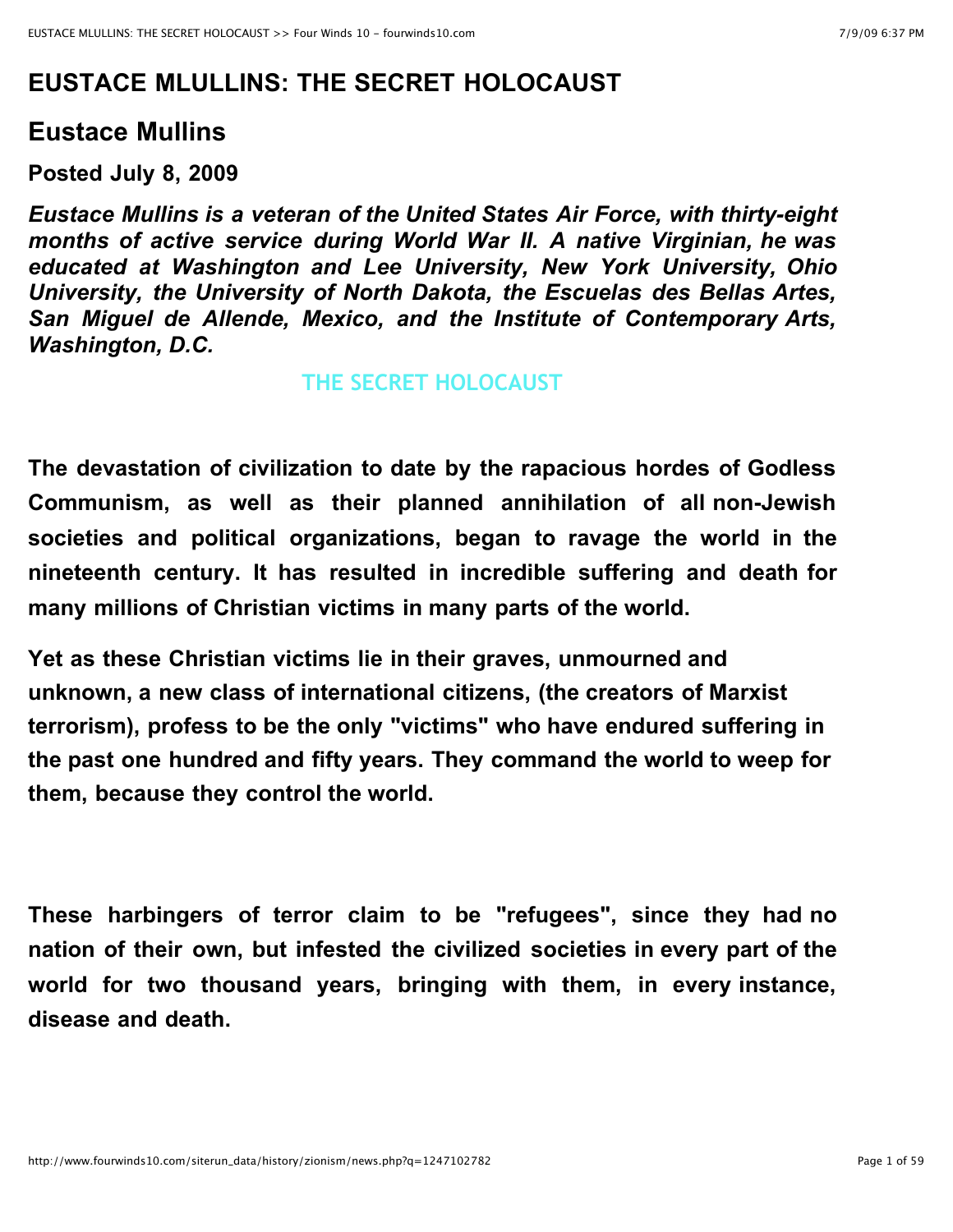# EUSTACE MLULLINS: THE SECRET HOLOCAUST

## Eustace Mullins

**Posted July 8, 2009**

***Eustace Mullins is a veteran of the United States Air Force, with thirty-eight months of active service during World War II. A native Virginian, he was educated at Washington and Lee University, New York University, Ohio University, the University of North Dakota, the Escuelas des Bellas Artes, San Miguel de Allende, Mexico, and the Institute of Contemporary Arts, Washington, D.C.***

**THE SECRET HOLOCAUST**

**The devastation of civilization to date by the rapacious hordes of Godless Communism, as well as their planned annihilation of all non-Jewish societies and political organizations, began to ravage the world in the nineteenth century. It has resulted in incredible suffering and death for many millions of Christian victims in many parts of the world.**

**Yet as these Christian victims lie in their graves, unmourned and unknown, a new class of international citizens, (the creators of Marxist terrorism), profess to be the only "victims" who have endured suffering in the past one hundred and fifty years. They command the world to weep for them, because they control the world.**

**These harbingers of terror claim to be "refugees", since they had no nation of their own, but infested the civilized societies in every part of the world for two thousand years, bringing with them, in every instance, disease and death.**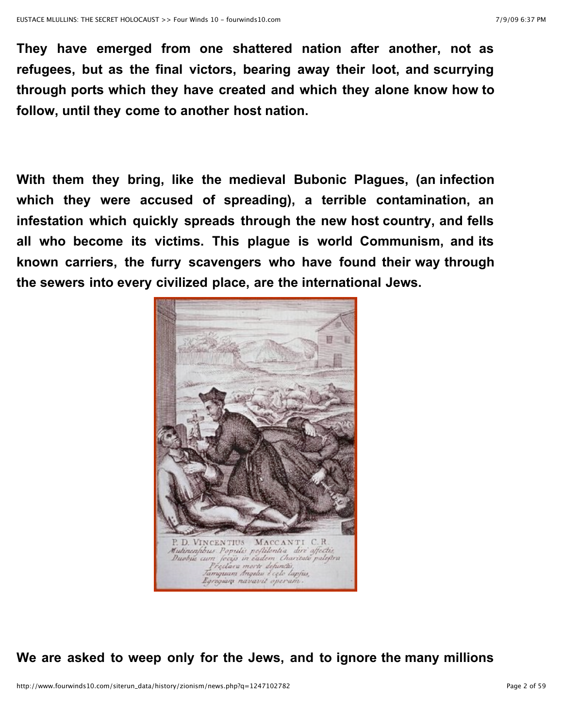**They have emerged from one shattered nation after another, not as refugees, but as the final victors, bearing away their loot, and scurrying through ports which they have created and which they alone know how to follow, until they come to another host nation.**

**With them they bring, like the medieval Bubonic Plagues, (an infection which they were accused of spreading), a terrible contamination, an infestation which quickly spreads through the new host country, and fells all who become its victims. This plague is world Communism, and its known carriers, the furry scavengers who have found their way through the sewers into every civilized place, are the international Jews.**

**We are asked to weep only for the Jews, and to ignore the many millions**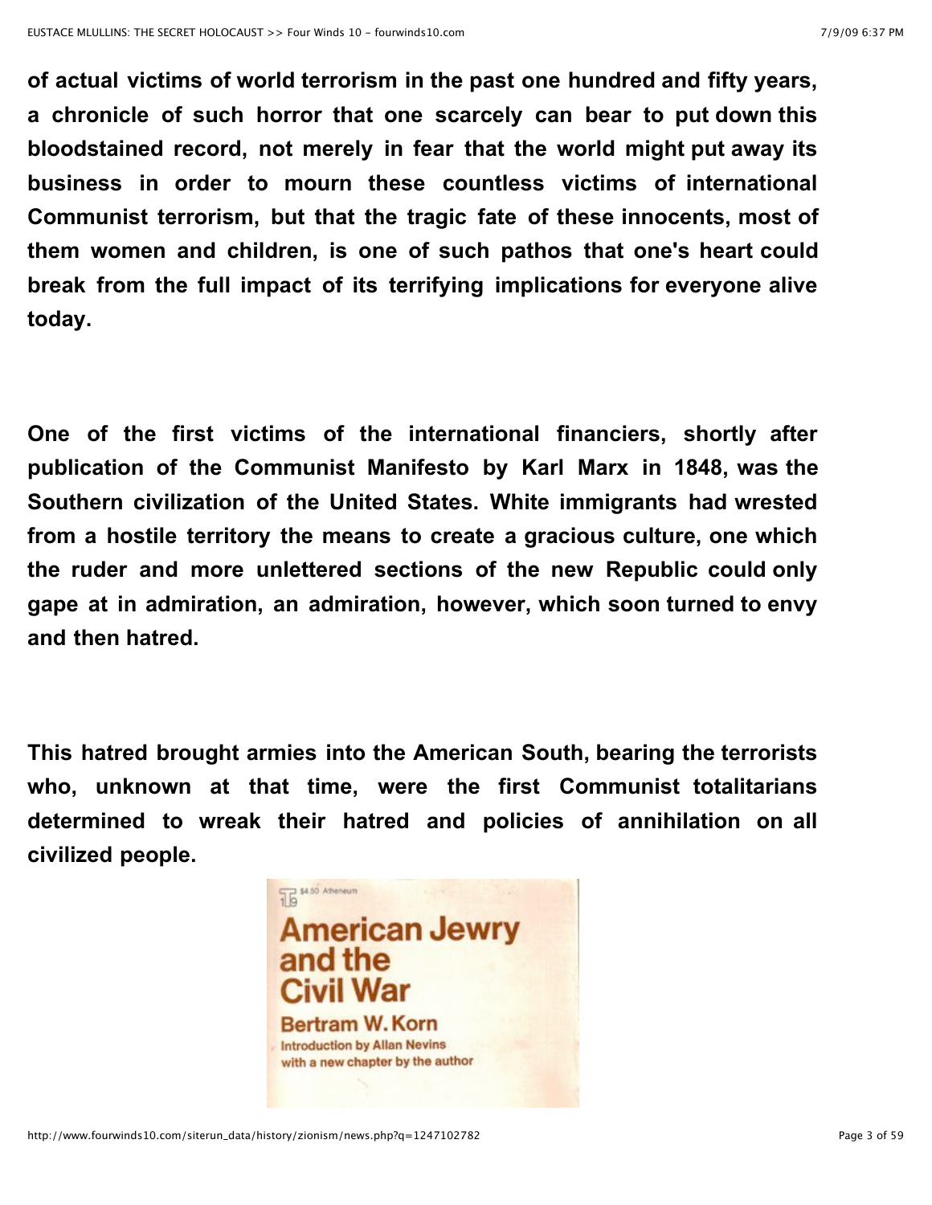**of actual victims of world terrorism in the past one hundred and fifty years, a chronicle of such horror that one scarcely can bear to put down this bloodstained record, not merely in fear that the world might put away its business in order to mourn these countless victims of international Communist terrorism, but that the tragic fate of these innocents, most of them women and children, is one of such pathos that one's heart could break from the full impact of its terrifying implications for everyone alive today.**

**One of the first victims of the international financiers, shortly after publication of the Communist Manifesto by Karl Marx in 1848, was the Southern civilization of the United States. White immigrants had wrested from a hostile territory the means to create a gracious culture, one which the ruder and more unlettered sections of the new Republic could only gape at in admiration, an admiration, however, which soon turned to envy and then hatred.**

**This hatred brought armies into the American South, bearing the terrorists who, unknown at that time, were the first Communist totalitarians determined to wreak their hatred and policies of annihilation on all civilized people.**

$4.50 Atheneum

American Jewry and the Civil War

Bertram W. Korn

Introduction by Allan Nevins

with a new chapter by the author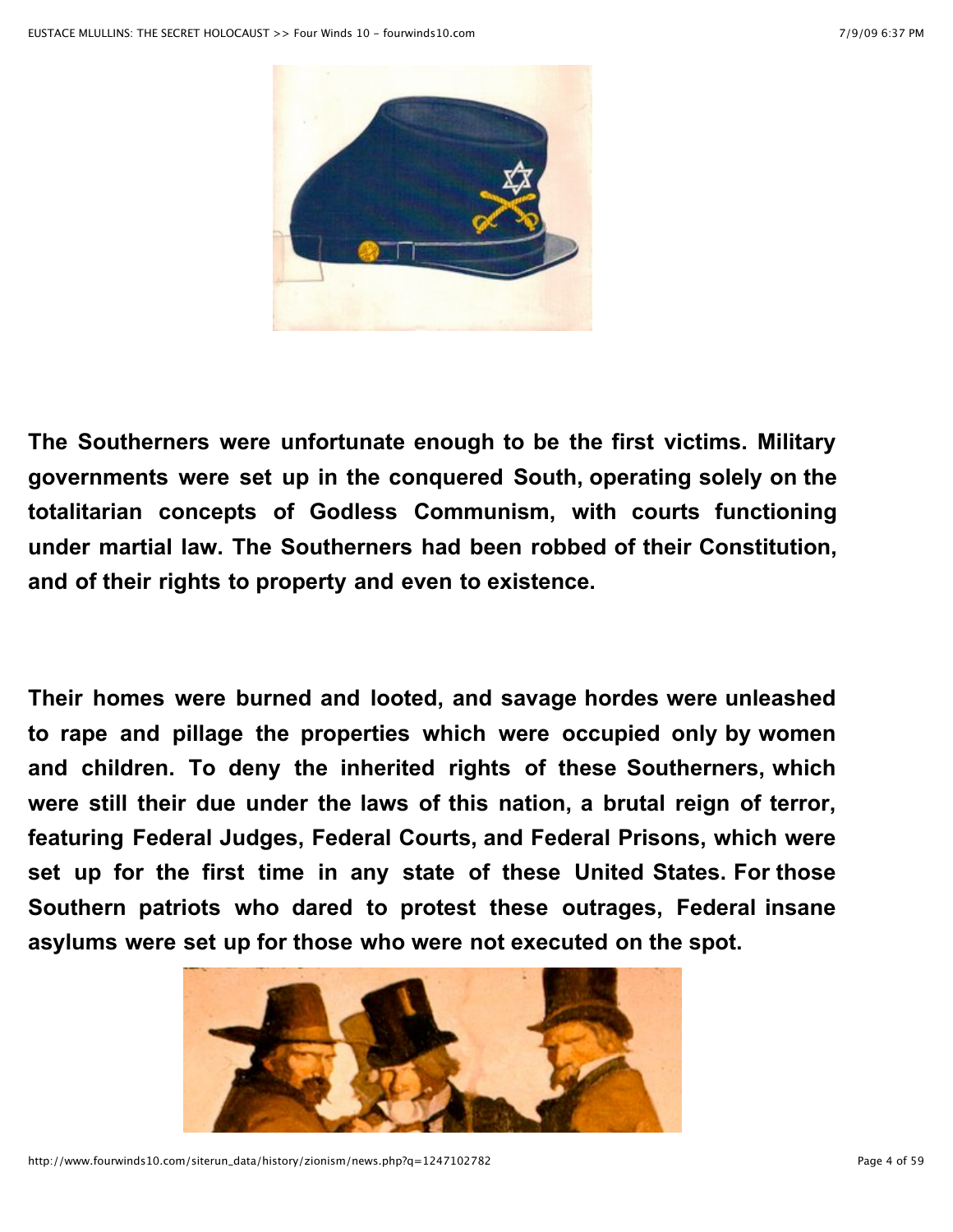**The Southerners were unfortunate enough to be the first victims. Military governments were set up in the conquered South, operating solely on the totalitarian concepts of Godless Communism, with courts functioning under martial law. The Southerners had been robbed of their Constitution, and of their rights to property and even to existence.**

**Their homes were burned and looted, and savage hordes were unleashed to rape and pillage the properties which were occupied only by women and children. To deny the inherited rights of these Southerners, which were still their due under the laws of this nation, a brutal reign of terror, featuring Federal Judges, Federal Courts, and Federal Prisons, which were set up for the first time in any state of these United States. For those Southern patriots who dared to protest these outrages, Federal insane asylums were set up for those who were not executed on the spot.**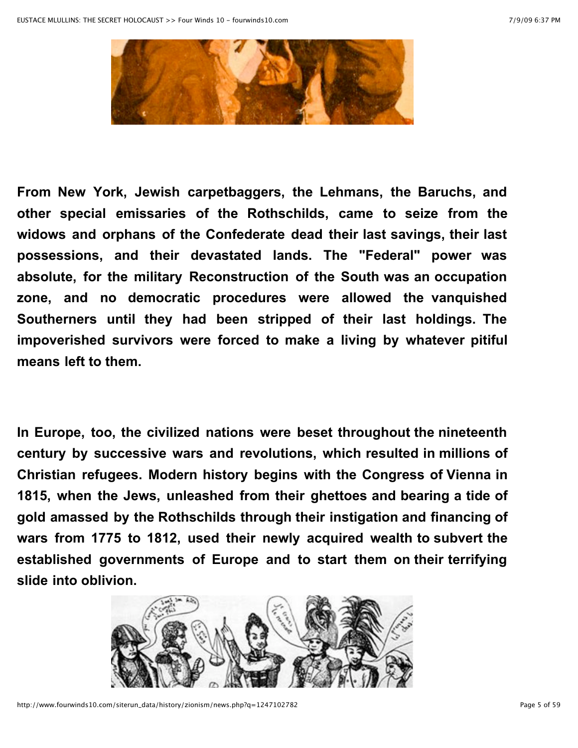**From New York, Jewish carpetbaggers, the Lehmans, the Baruchs, and other special emissaries of the Rothschilds, came to seize from the widows and orphans of the Confederate dead their last savings, their last possessions, and their devastated lands. The "Federal" power was absolute, for the military Reconstruction of the South was an occupation zone, and no democratic procedures were allowed the vanquished Southerners until they had been stripped of their last holdings. The impoverished survivors were forced to make a living by whatever pitiful means left to them.**

**In Europe, too, the civilized nations were beset throughout the nineteenth century by successive wars and revolutions, which resulted in millions of Christian refugees. Modern history begins with the Congress of Vienna in 1815, when the Jews, unleashed from their ghettoes and bearing a tide of gold amassed by the Rothschilds through their instigation and financing of wars from 1775 to 1812, used their newly acquired wealth to subvert the established governments of Europe and to start them on their terrifying slide into oblivion.**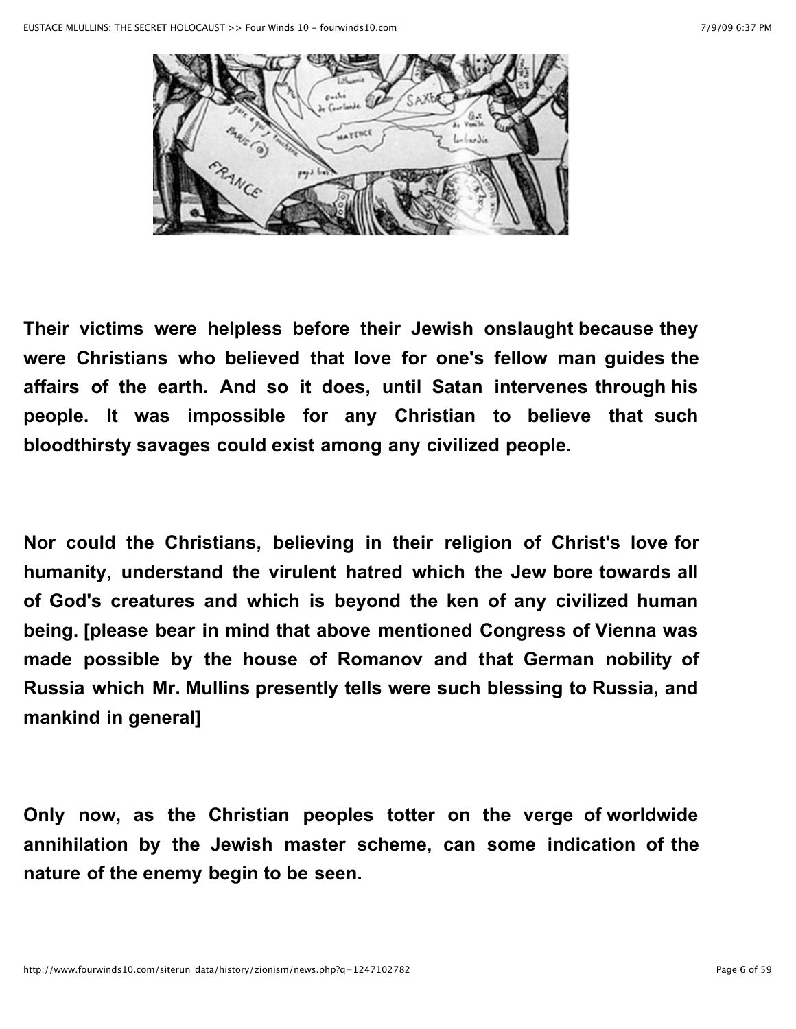**Their victims were helpless before their Jewish onslaught because they were Christians who believed that love for one's fellow man guides the affairs of the earth. And so it does, until Satan intervenes through his people. It was impossible for any Christian to believe that such bloodthirsty savages could exist among any civilized people.**

**Nor could the Christians, believing in their religion of Christ's love for humanity, understand the virulent hatred which the Jew bore towards all of God's creatures and which is beyond the ken of any civilized human being. [please bear in mind that above mentioned Congress of Vienna was made possible by the house of Romanov and that German nobility of Russia which Mr. Mullins presently tells were such blessing to Russia, and mankind in general]**

**Only now, as the Christian peoples totter on the verge of worldwide annihilation by the Jewish master scheme, can some indication of the nature of the enemy begin to be seen.**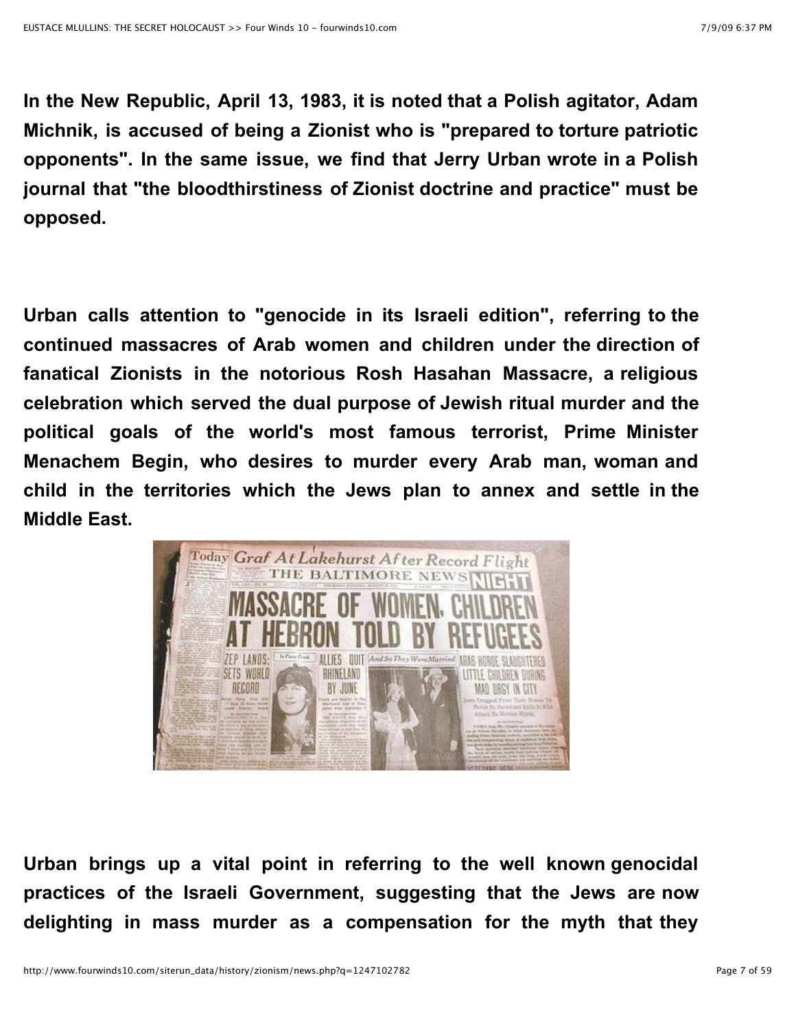**In the New Republic, April 13, 1983, it is noted that a Polish agitator, Adam Michnik, is accused of being a Zionist who is "prepared to torture patriotic opponents". In the same issue, we find that Jerry Urban wrote in a Polish journal that "the bloodthirstiness of Zionist doctrine and practice" must be opposed.**

**Urban calls attention to "genocide in its Israeli edition", referring to the continued massacres of Arab women and children under the direction of fanatical Zionists in the notorious Rosh Hasahan Massacre, a religious celebration which served the dual purpose of Jewish ritual murder and the political goals of the world's most famous terrorist, Prime Minister Menachem Begin, who desires to murder every Arab man, woman and child in the territories which the Jews plan to annex and settle in the Middle East.**

**Urban brings up a vital point in referring to the well known genocidal practices of the Israeli Government, suggesting that the Jews are now delighting in mass murder as a compensation for the myth that they**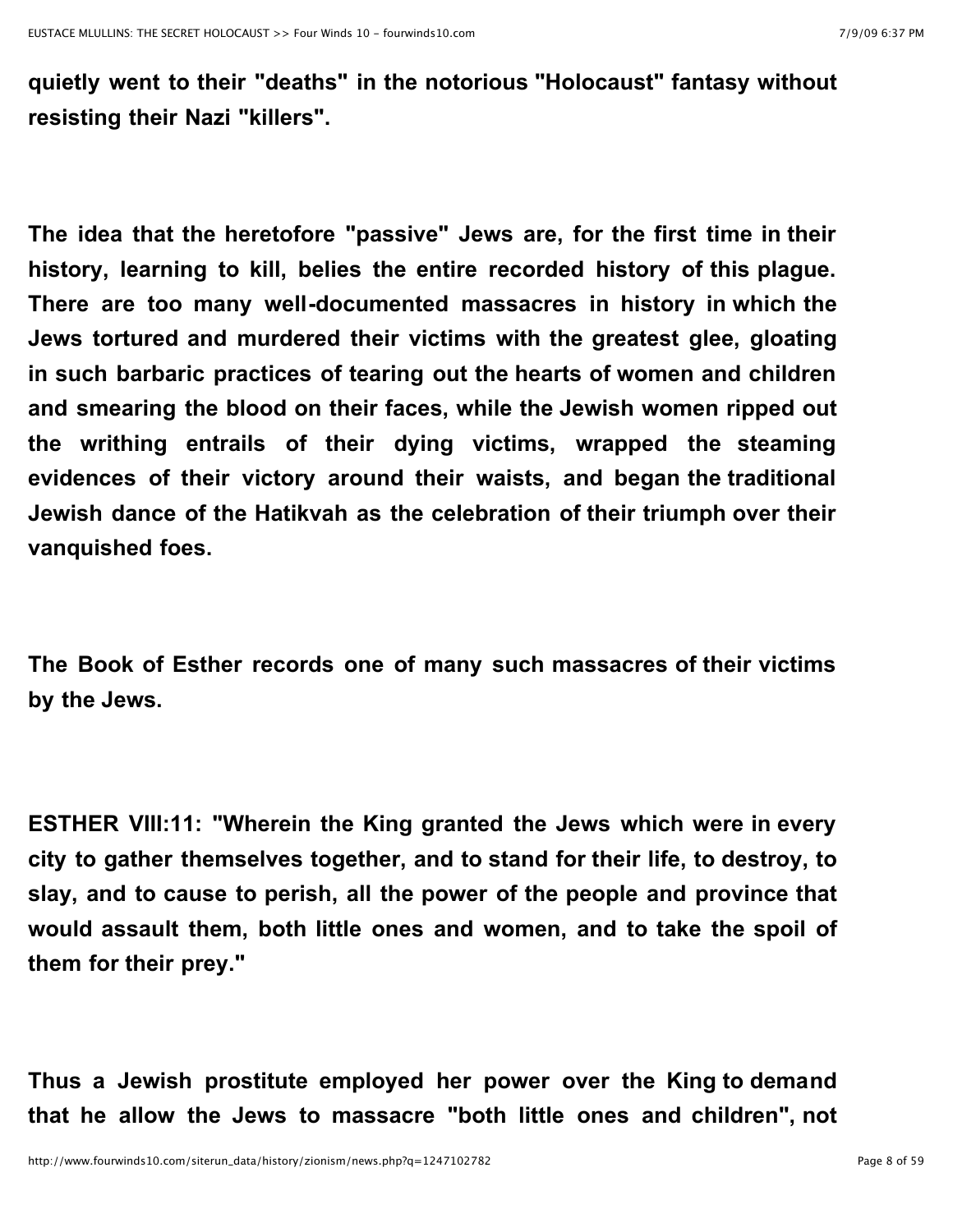quietly went to their "deaths" in the notorious "Holocaust" fantasy without resisting their Nazi "killers".

The idea that the heretofore "passive" Jews are, for the first time in their history, learning to kill, belies the entire recorded history of this plague. There are too many well-documented massacres in history in which the Jews tortured and murdered their victims with the greatest glee, gloating in such barbaric practices of tearing out the hearts of women and children and smearing the blood on their faces, while the Jewish women ripped out the writhing entrails of their dying victims, wrapped the steaming evidences of their victory around their waists, and began the traditional Jewish dance of the Hatikvah as the celebration of their triumph over their vanquished foes.

The Book of Esther records one of many such massacres of their victims by the Jews.

ESTHER VIII:11: "Wherein the King granted the Jews which were in every city to gather themselves together, and to stand for their life, to destroy, to slay, and to cause to perish, all the power of the people and province that would assault them, both little ones and women, and to take the spoil of them for their prey."

Thus a Jewish prostitute employed her power over the King to demand that he allow the Jews to massacre "both little ones and children", not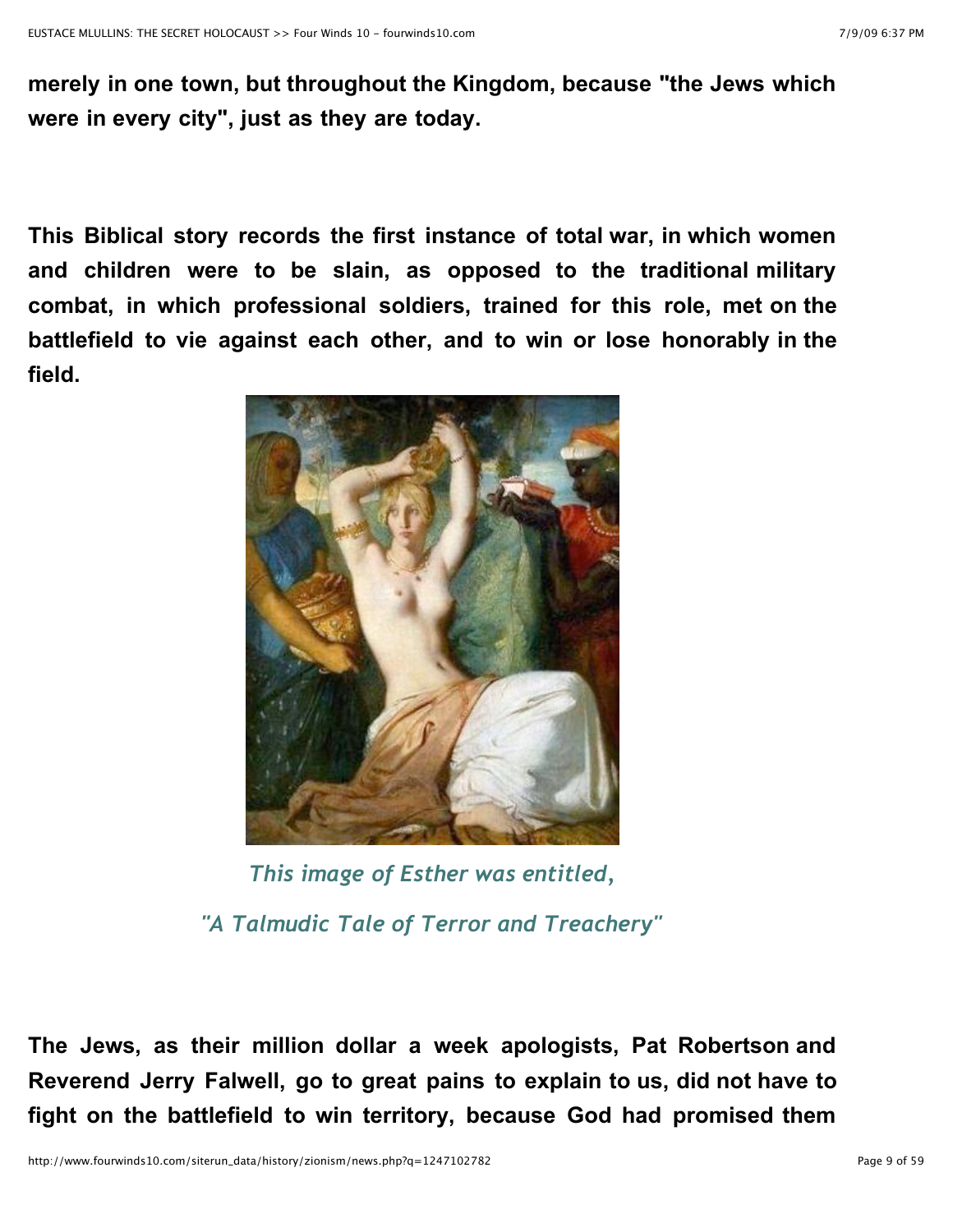**merely in one town, but throughout the Kingdom, because "the Jews which were in every city", just as they are today.**

**This Biblical story records the first instance of total war, in which women and children were to be slain, as opposed to the traditional military combat, in which professional soldiers, trained for this role, met on the battlefield to vie against each other, and to win or lose honorably in the field.**

*This image of Esther was entitled,*

*"A Talmudic Tale of Terror and Treachery"*

**The Jews, as their million dollar a week apologists, Pat Robertson and Reverend Jerry Falwell, go to great pains to explain to us, did not have to fight on the battlefield to win territory, because God had promised them**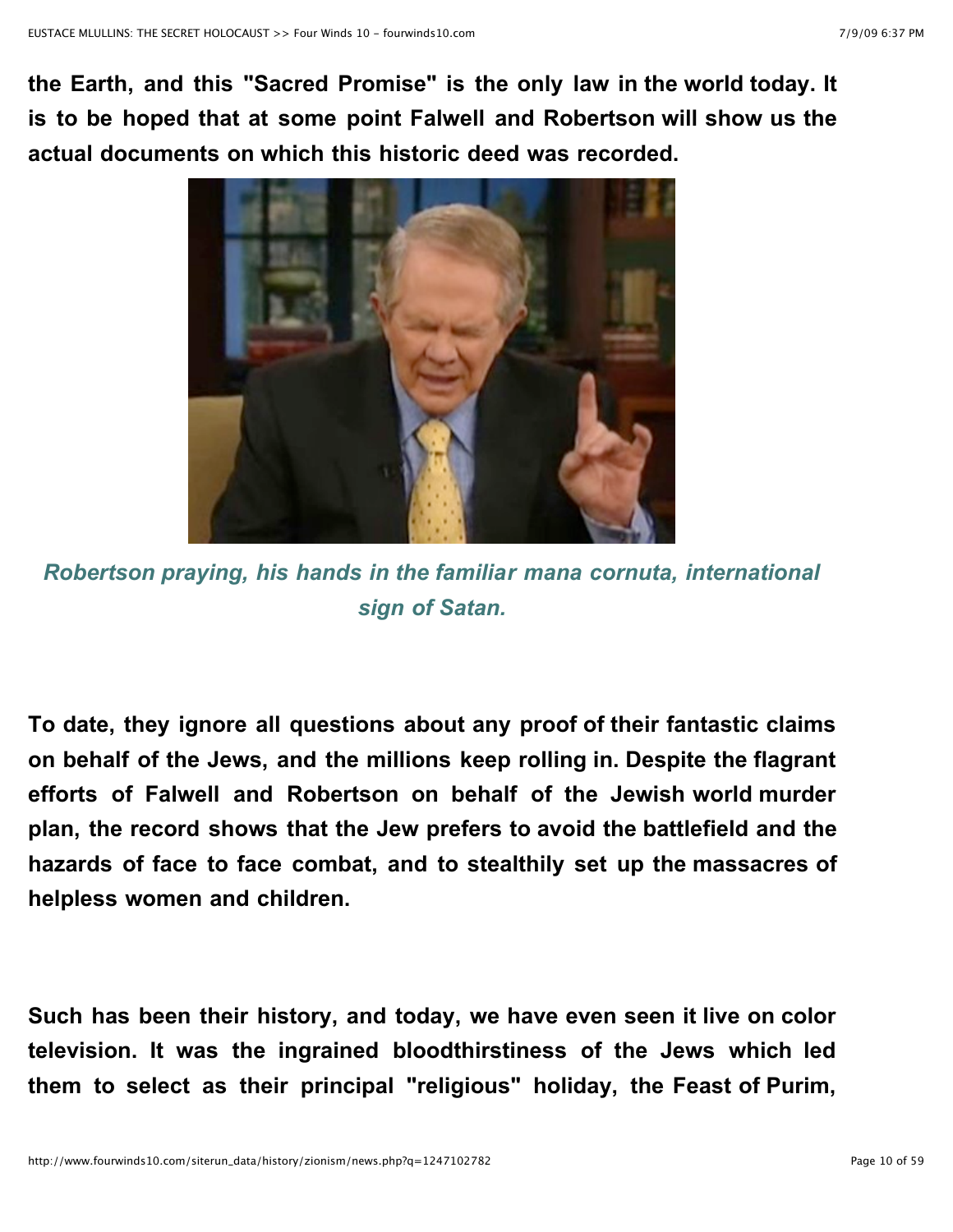**the Earth, and this "Sacred Promise" is the only law in the world today. It is to be hoped that at some point Falwell and Robertson will show us the actual documents on which this historic deed was recorded.**

*Robertson praying, his hands in the familiar mana cornuta, international sign of Satan.*

**To date, they ignore all questions about any proof of their fantastic claims on behalf of the Jews, and the millions keep rolling in. Despite the flagrant efforts of Falwell and Robertson on behalf of the Jewish world murder plan, the record shows that the Jew prefers to avoid the battlefield and the hazards of face to face combat, and to stealthily set up the massacres of helpless women and children.**

**Such has been their history, and today, we have even seen it live on color television. It was the ingrained bloodthirstiness of the Jews which led them to select as their principal "religious" holiday, the Feast of Purim,**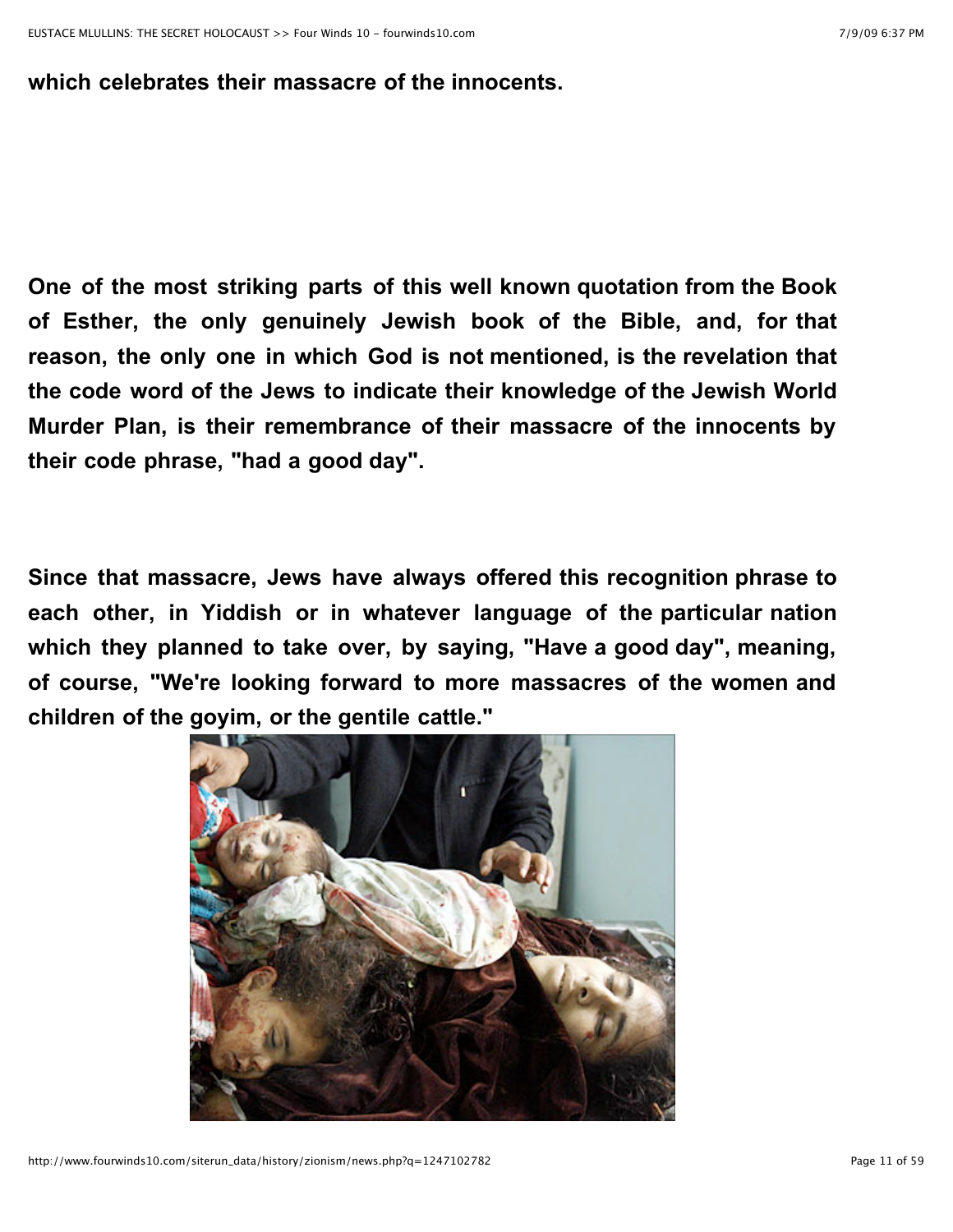**which celebrates their massacre of the innocents.**

**One of the most striking parts of this well known quotation from the Book of Esther, the only genuinely Jewish book of the Bible, and, for that reason, the only one in which God is not mentioned, is the revelation that the code word of the Jews to indicate their knowledge of the Jewish World Murder Plan, is their remembrance of their massacre of the innocents by their code phrase, "had a good day".**

**Since that massacre, Jews have always offered this recognition phrase to each other, in Yiddish or in whatever language of the particular nation which they planned to take over, by saying, "Have a good day", meaning, of course, "We're looking forward to more massacres of the women and children of the goyim, or the gentile cattle."**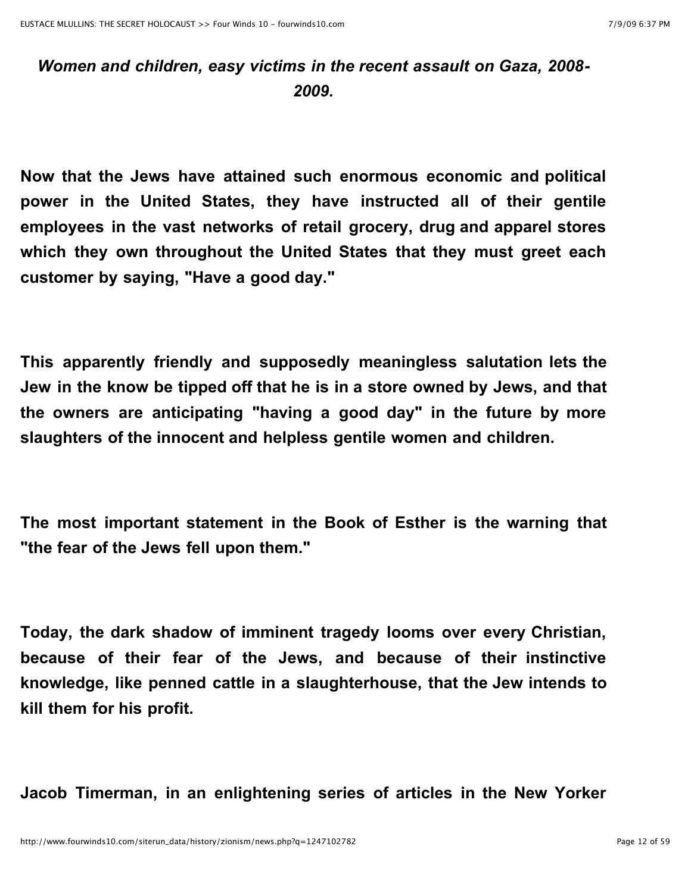*Women and children, easy victims in the recent assault on Gaza, 2008-2009.*

**Now that the Jews have attained such enormous economic and political power in the United States, they have instructed all of their gentile employees in the vast networks of retail grocery, drug and apparel stores which they own throughout the United States that they must greet each customer by saying, "Have a good day."**

**This apparently friendly and supposedly meaningless salutation lets the Jew in the know be tipped off that he is in a store owned by Jews, and that the owners are anticipating "having a good day" in the future by more slaughters of the innocent and helpless gentile women and children.**

**The most important statement in the Book of Esther is the warning that "the fear of the Jews fell upon them."**

**Today, the dark shadow of imminent tragedy looms over every Christian, because of their fear of the Jews, and because of their instinctive knowledge, like penned cattle in a slaughterhouse, that the Jew intends to kill them for his profit.**

**Jacob Timerman, in an enlightening series of articles in the New Yorker**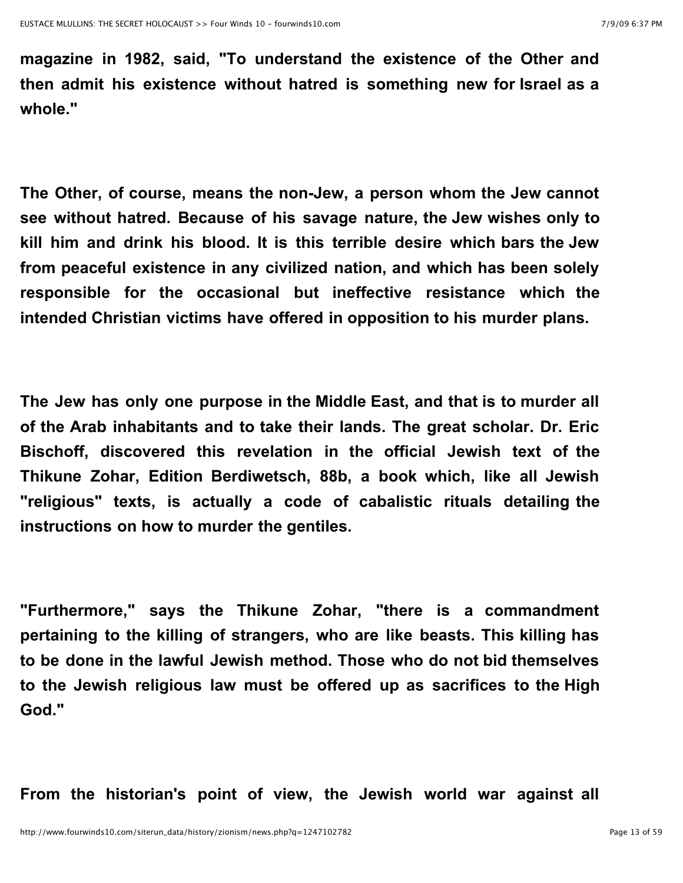**magazine in 1982, said, "To understand the existence of the Other and then admit his existence without hatred is something new for Israel as a whole."**

**The Other, of course, means the non-Jew, a person whom the Jew cannot see without hatred. Because of his savage nature, the Jew wishes only to kill him and drink his blood. It is this terrible desire which bars the Jew from peaceful existence in any civilized nation, and which has been solely responsible for the occasional but ineffective resistance which the intended Christian victims have offered in opposition to his murder plans.**

**The Jew has only one purpose in the Middle East, and that is to murder all of the Arab inhabitants and to take their lands. The great scholar. Dr. Eric Bischoff, discovered this revelation in the official Jewish text of the Thikune Zohar, Edition Berdiwetsch, 88b, a book which, like all Jewish "religious" texts, is actually a code of cabalistic rituals detailing the instructions on how to murder the gentiles.**

**"Furthermore," says the Thikune Zohar, "there is a commandment pertaining to the killing of strangers, who are like beasts. This killing has to be done in the lawful Jewish method. Those who do not bid themselves to the Jewish religious law must be offered up as sacrifices to the High God."**

**From the historian's point of view, the Jewish world war against all**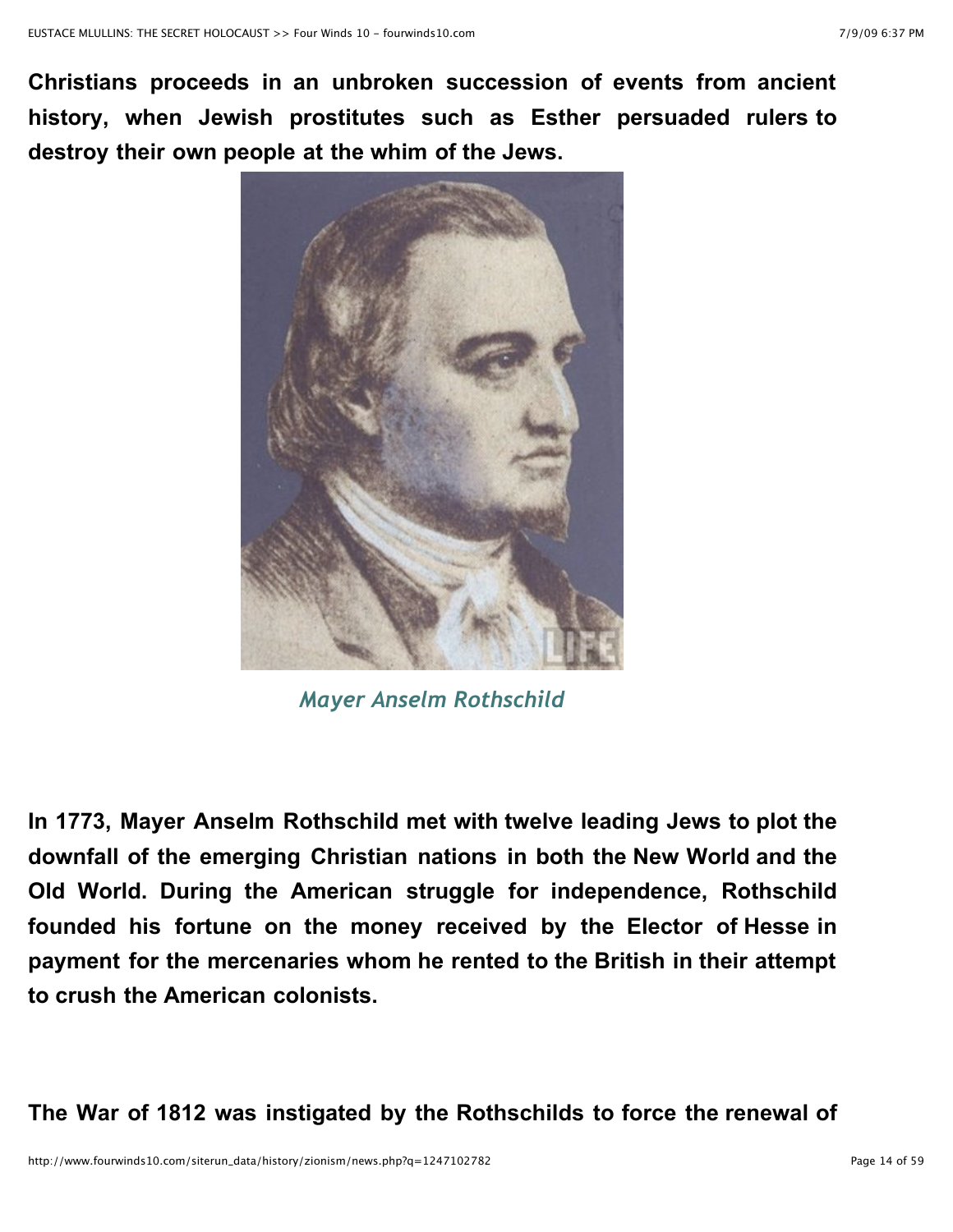**Christians proceeds in an unbroken succession of events from ancient history, when Jewish prostitutes such as Esther persuaded rulers to destroy their own people at the whim of the Jews.**

*Mayer Anselm Rothschild*

**In 1773, Mayer Anselm Rothschild met with twelve leading Jews to plot the downfall of the emerging Christian nations in both the New World and the Old World. During the American struggle for independence, Rothschild founded his fortune on the money received by the Elector of Hesse in payment for the mercenaries whom he rented to the British in their attempt to crush the American colonists.**

**The War of 1812 was instigated by the Rothschilds to force the renewal of**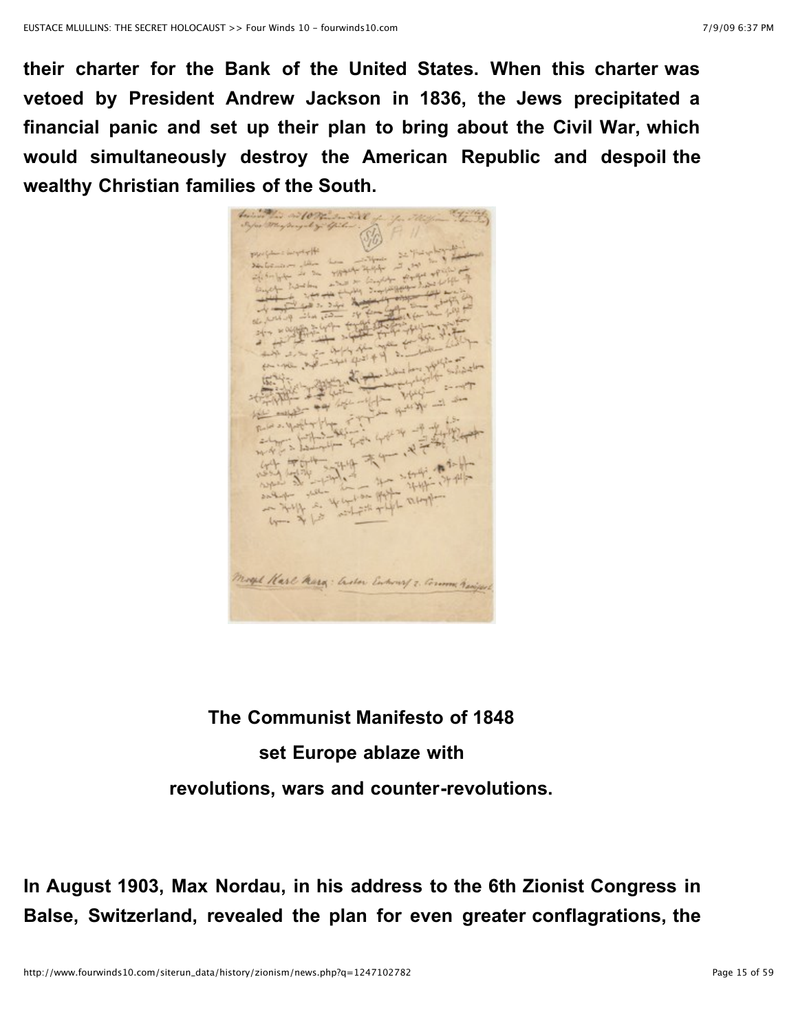**their charter for the Bank of the United States. When this charter was vetoed by President Andrew Jackson in 1836, the Jews precipitated a financial panic and set up their plan to bring about the Civil War, which would simultaneously destroy the American Republic and despoil the wealthy Christian families of the South.**

**The Communist Manifesto of 1848**

**set Europe ablaze with**

**revolutions, wars and counter-revolutions.**

**In August 1903, Max Nordau, in his address to the 6th Zionist Congress in Balse, Switzerland, revealed the plan for even greater conflagrations, the**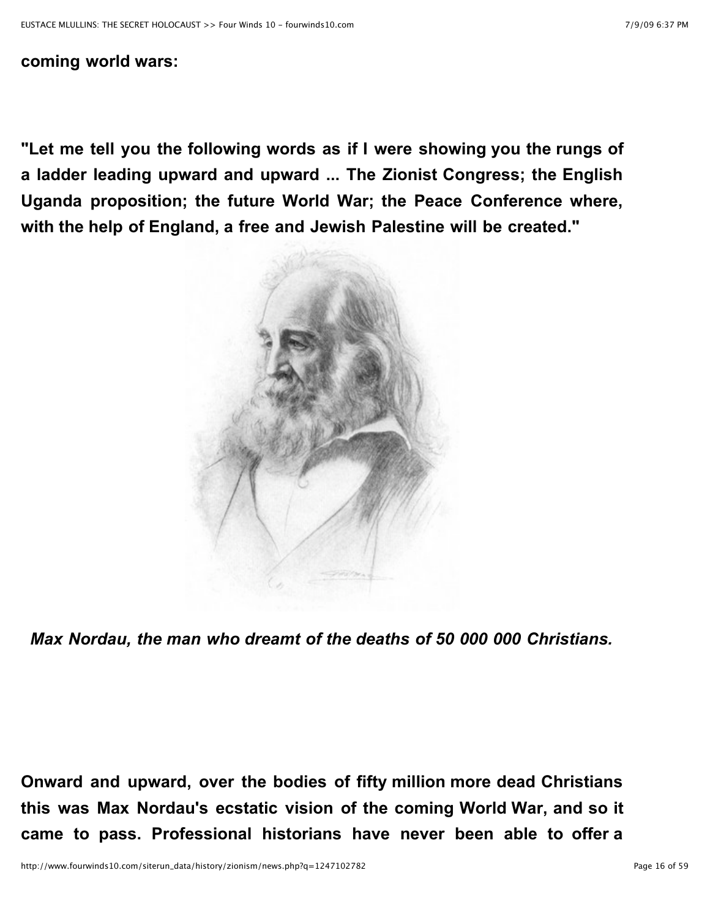**coming world wars:**

**"Let me tell you the following words as if I were showing you the rungs of a ladder leading upward and upward ... The Zionist Congress; the English Uganda proposition; the future World War; the Peace Conference where, with the help of England, a free and Jewish Palestine will be created."**

***Max Nordau, the man who dreamt of the deaths of 50 000 000 Christians.***

**Onward and upward, over the bodies of fifty million more dead Christians this was Max Nordau's ecstatic vision of the coming World War, and so it came to pass. Professional historians have never been able to offer a**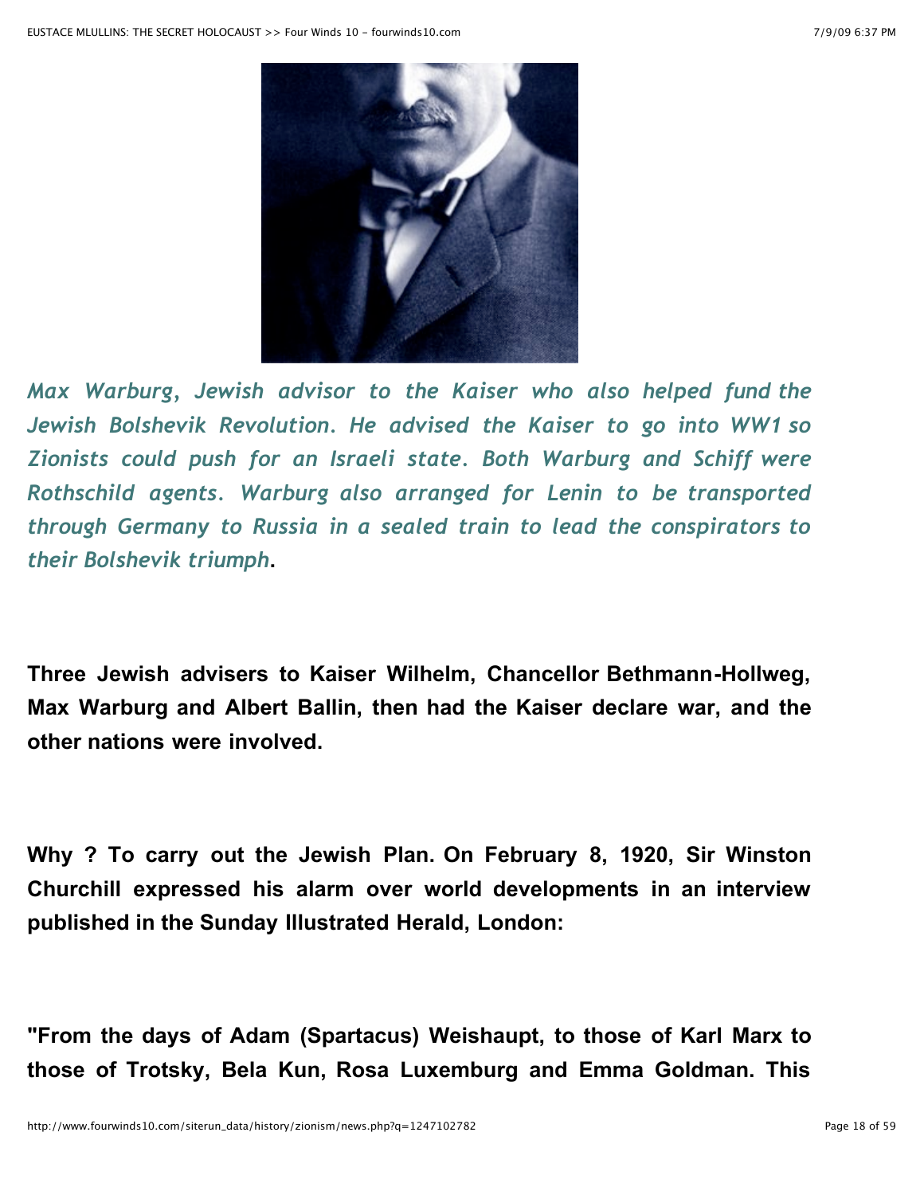*Max Warburg, Jewish advisor to the Kaiser who also helped fund the Jewish Bolshevik Revolution. He advised the Kaiser to go into WW1 so Zionists could push for an Israeli state. Both Warburg and Schiff were Rothschild agents. Warburg also arranged for Lenin to be transported through Germany to Russia in a sealed train to lead the conspirators to their Bolshevik triumph*.

**Three Jewish advisers to Kaiser Wilhelm, Chancellor Bethmann-Hollweg, Max Warburg and Albert Ballin, then had the Kaiser declare war, and the other nations were involved.**

**Why ? To carry out the Jewish Plan. On February 8, 1920, Sir Winston Churchill expressed his alarm over world developments in an interview published in the Sunday Illustrated Herald, London:**

**"From the days of Adam (Spartacus) Weishaupt, to those of Karl Marx to those of Trotsky, Bela Kun, Rosa Luxemburg and Emma Goldman. This**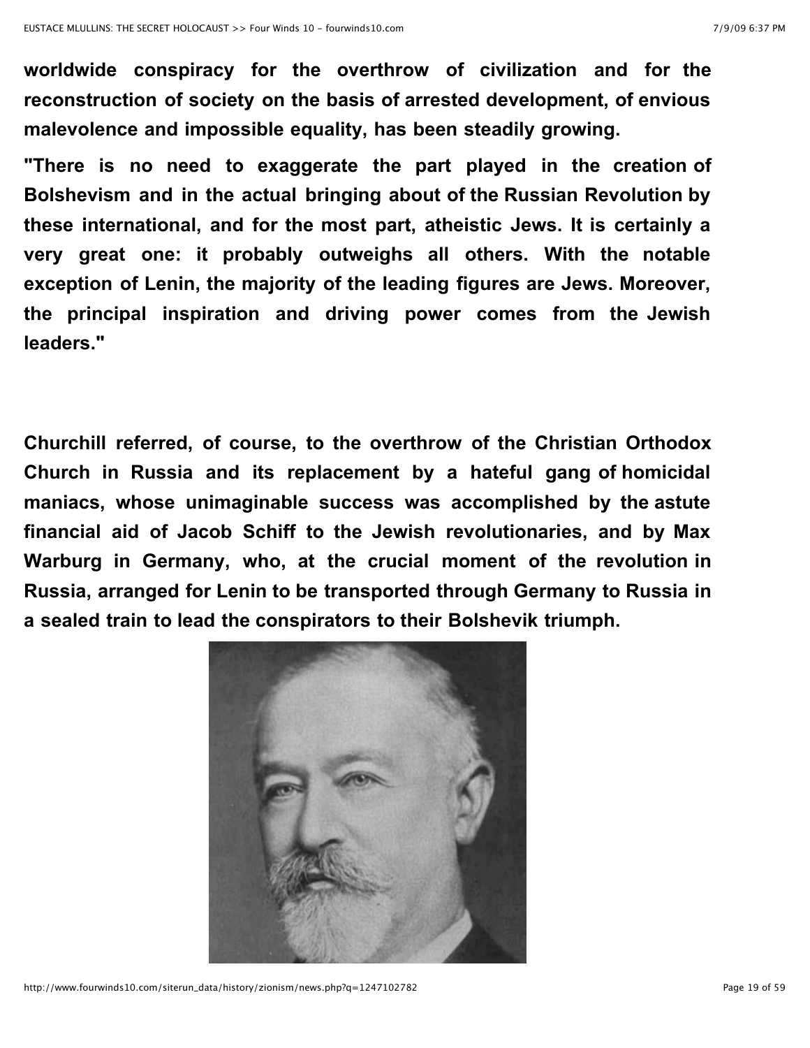**worldwide conspiracy for the overthrow of civilization and for the reconstruction of society on the basis of arrested development, of envious malevolence and impossible equality, has been steadily growing.**

**"There is no need to exaggerate the part played in the creation of Bolshevism and in the actual bringing about of the Russian Revolution by these international, and for the most part, atheistic Jews. It is certainly a very great one: it probably outweighs all others. With the notable exception of Lenin, the majority of the leading figures are Jews. Moreover, the principal inspiration and driving power comes from the Jewish leaders."**

**Churchill referred, of course, to the overthrow of the Christian Orthodox Church in Russia and its replacement by a hateful gang of homicidal maniacs, whose unimaginable success was accomplished by the astute financial aid of Jacob Schiff to the Jewish revolutionaries, and by Max Warburg in Germany, who, at the crucial moment of the revolution in Russia, arranged for Lenin to be transported through Germany to Russia in a sealed train to lead the conspirators to their Bolshevik triumph.**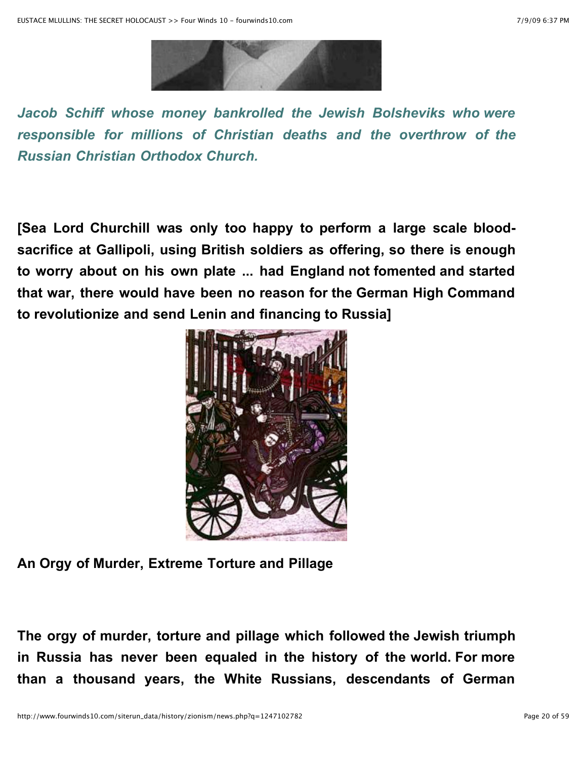*Jacob Schiff whose money bankrolled the Jewish Bolsheviks who were responsible for millions of Christian deaths and the overthrow of the Russian Christian Orthodox Church.*

**[Sea Lord Churchill was only too happy to perform a large scale blood-sacrifice at Gallipoli, using British soldiers as offering, so there is enough to worry about on his own plate ... had England not fomented and started that war, there would have been no reason for the German High Command to revolutionize and send Lenin and financing to Russia]**

**An Orgy of Murder, Extreme Torture and Pillage**

**The orgy of murder, torture and pillage which followed the Jewish triumph in Russia has never been equaled in the history of the world. For more than a thousand years, the White Russians, descendants of German**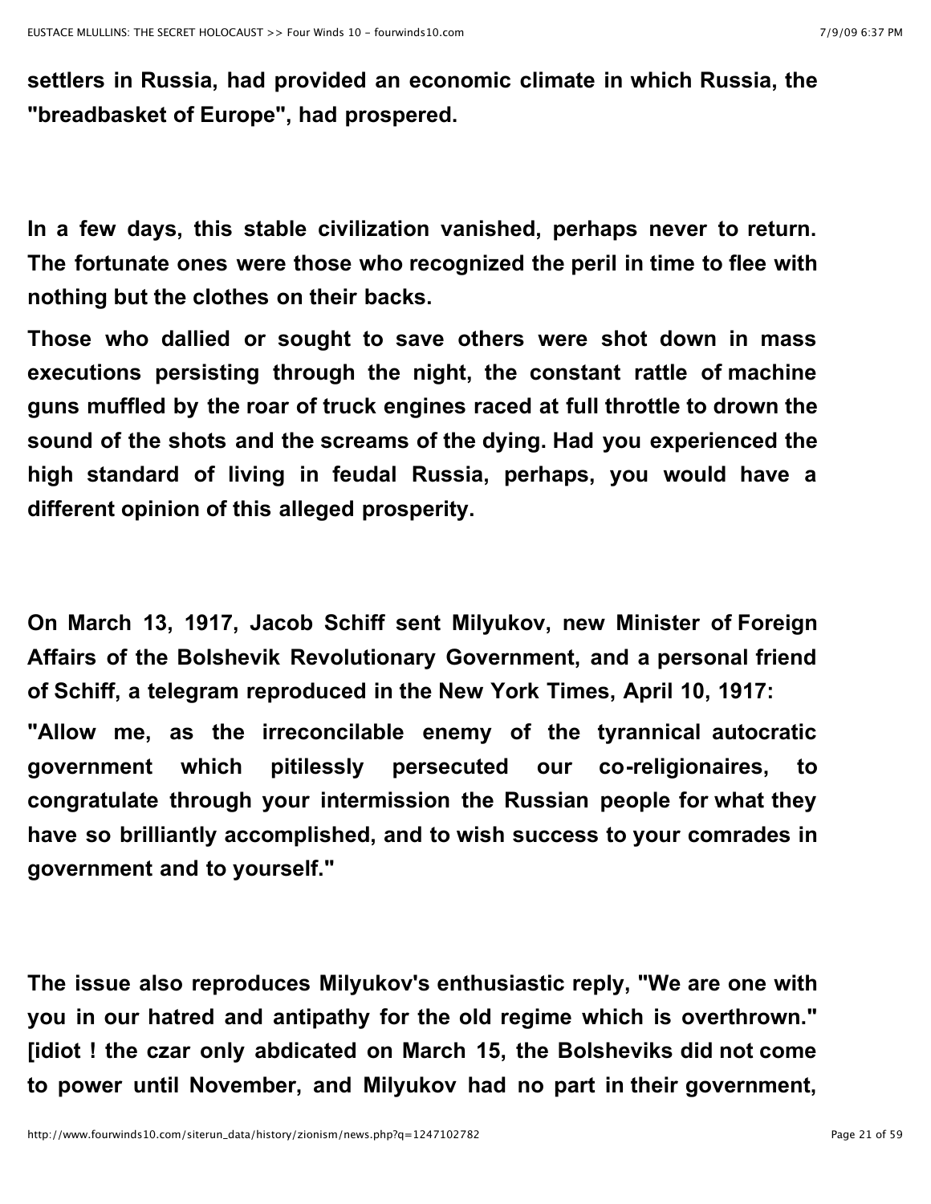**settlers in Russia, had provided an economic climate in which Russia, the "breadbasket of Europe", had prospered.**

**In a few days, this stable civilization vanished, perhaps never to return. The fortunate ones were those who recognized the peril in time to flee with nothing but the clothes on their backs.**

**Those who dallied or sought to save others were shot down in mass executions persisting through the night, the constant rattle of machine guns muffled by the roar of truck engines raced at full throttle to drown the sound of the shots and the screams of the dying. Had you experienced the high standard of living in feudal Russia, perhaps, you would have a different opinion of this alleged prosperity.**

**On March 13, 1917, Jacob Schiff sent Milyukov, new Minister of Foreign Affairs of the Bolshevik Revolutionary Government, and a personal friend of Schiff, a telegram reproduced in the New York Times, April 10, 1917:**

**"Allow me, as the irreconcilable enemy of the tyrannical autocratic government which pitilessly persecuted our co-religionaires, to congratulate through your intermission the Russian people for what they have so brilliantly accomplished, and to wish success to your comrades in government and to yourself."**

**The issue also reproduces Milyukov's enthusiastic reply, "We are one with you in our hatred and antipathy for the old regime which is overthrown." [idiot ! the czar only abdicated on March 15, the Bolsheviks did not come to power until November, and Milyukov had no part in their government,**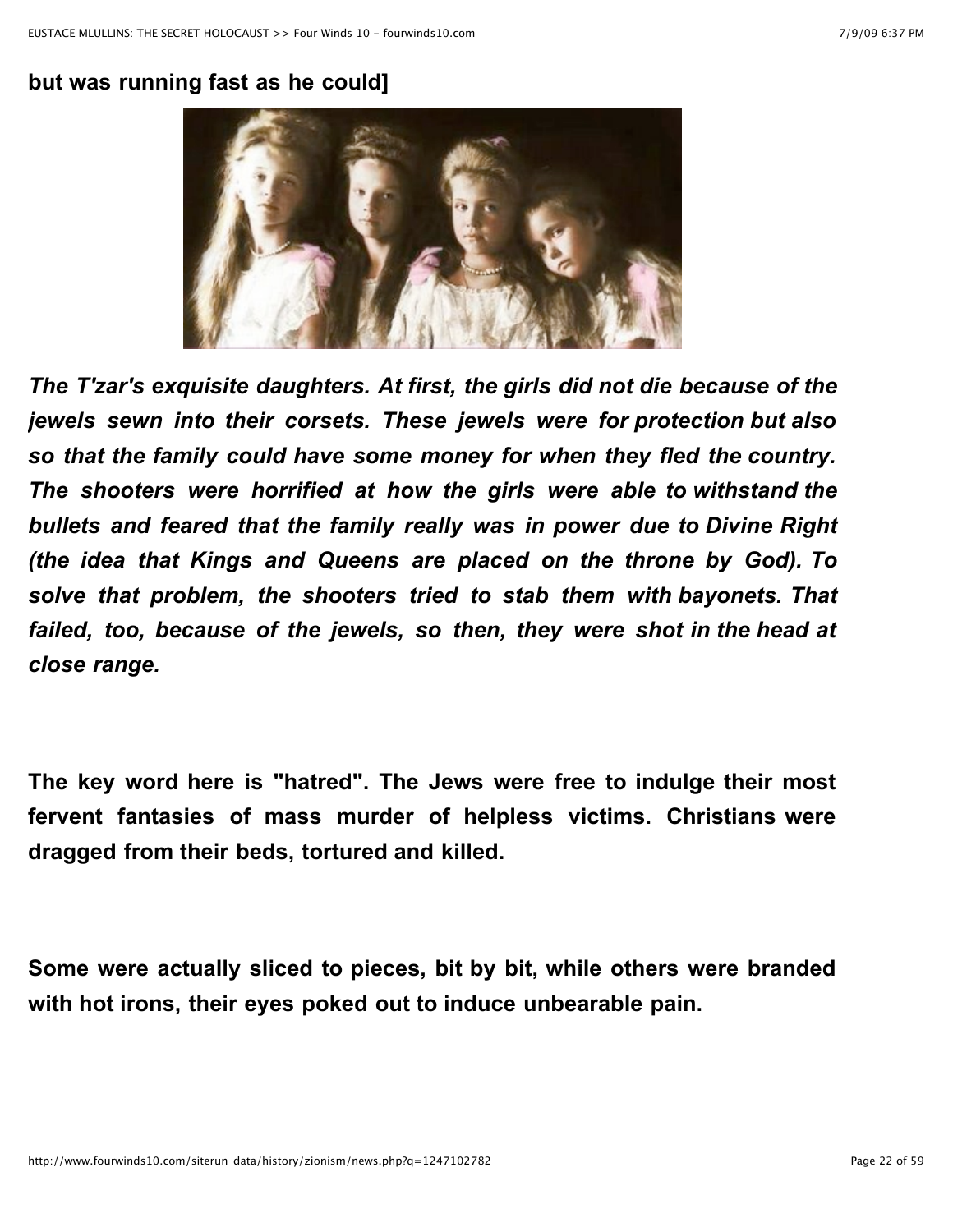**but was running fast as he could]**

***The T'zar's exquisite daughters. At first, the girls did not die because of the jewels sewn into their corsets. These jewels were for protection but also so that the family could have some money for when they fled the country. The shooters were horrified at how the girls were able to withstand the bullets and feared that the family really was in power due to Divine Right (the idea that Kings and Queens are placed on the throne by God). To solve that problem, the shooters tried to stab them with bayonets. That failed, too, because of the jewels, so then, they were shot in the head at close range.***

**The key word here is "hatred". The Jews were free to indulge their most fervent fantasies of mass murder of helpless victims. Christians were dragged from their beds, tortured and killed.**

**Some were actually sliced to pieces, bit by bit, while others were branded with hot irons, their eyes poked out to induce unbearable pain.**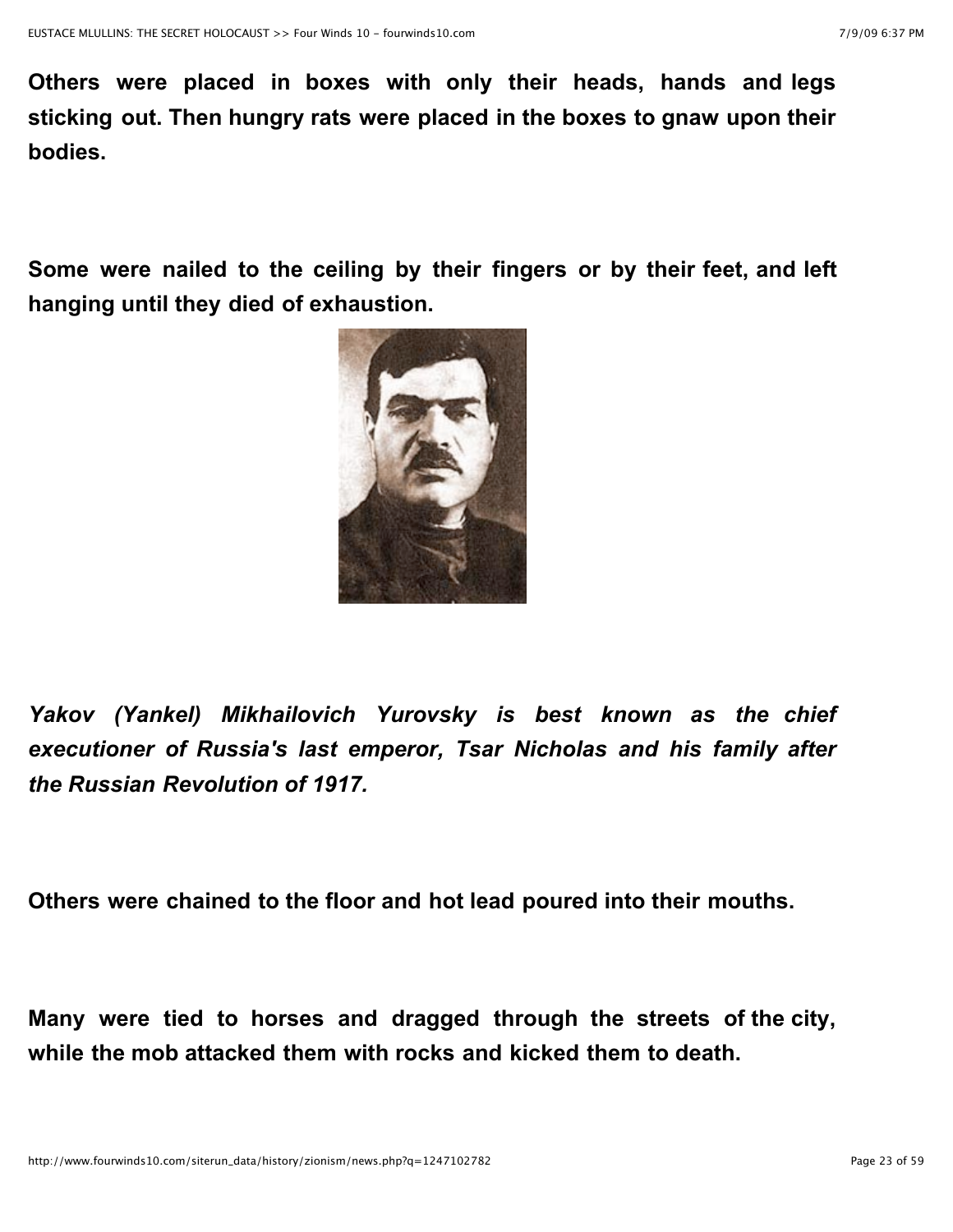**Others were placed in boxes with only their heads, hands and legs sticking out. Then hungry rats were placed in the boxes to gnaw upon their bodies.**

**Some were nailed to the ceiling by their fingers or by their feet, and left hanging until they died of exhaustion.**

***Yakov (Yankel) Mikhailovich Yurovsky is best known as the chief executioner of Russia's last emperor, Tsar Nicholas and his family after the Russian Revolution of 1917.***

**Others were chained to the floor and hot lead poured into their mouths.**

**Many were tied to horses and dragged through the streets of the city, while the mob attacked them with rocks and kicked them to death.**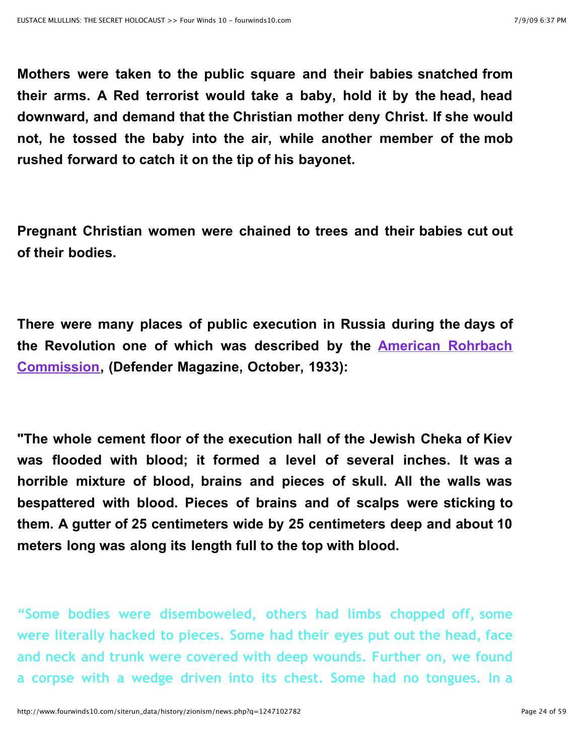**Mothers were taken to the public square and their babies snatched from their arms. A Red terrorist would take a baby, hold it by the head, head downward, and demand that the Christian mother deny Christ. If she would not, he tossed the baby into the air, while another member of the mob rushed forward to catch it on the tip of his bayonet.**

**Pregnant Christian women were chained to trees and their babies cut out of their bodies.**

**There were many places of public execution in Russia during the days of the Revolution one of which was described by the [American Rohrbach Commission](), (Defender Magazine, October, 1933):**

**"The whole cement floor of the execution hall of the Jewish Cheka of Kiev was flooded with blood; it formed a level of several inches. It was a horrible mixture of blood, brains and pieces of skull. All the walls was bespattered with blood. Pieces of brains and of scalps were sticking to them. A gutter of 25 centimeters wide by 25 centimeters deep and about 10 meters long was along its length full to the top with blood.**

**"Some bodies were disemboweled, others had limbs chopped off, some were literally hacked to pieces. Some had their eyes put out the head, face and neck and trunk were covered with deep wounds. Further on, we found a corpse with a wedge driven into its chest. Some had no tongues. In a**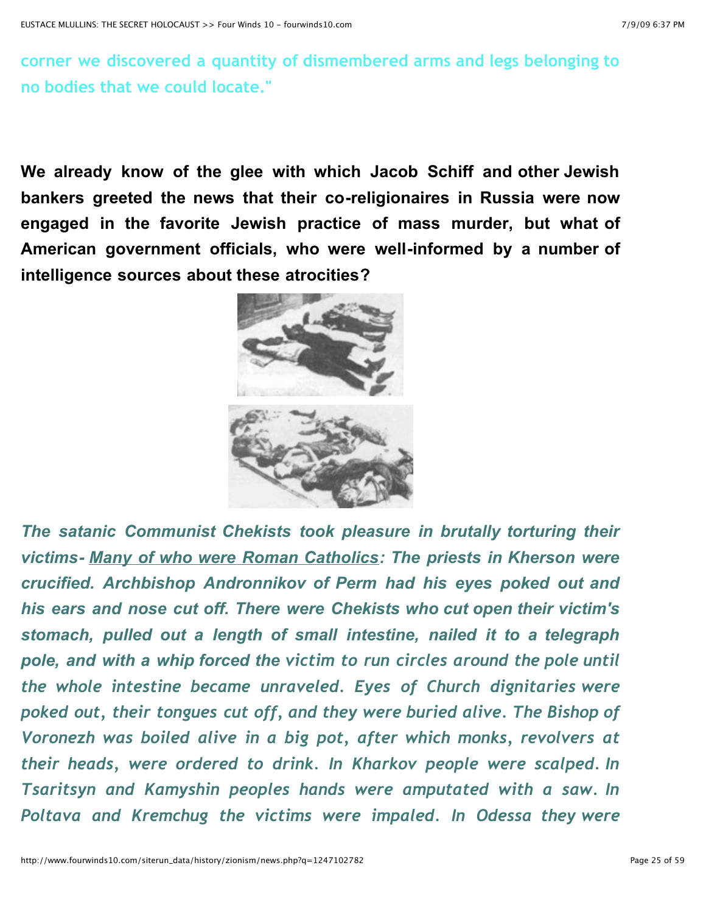**corner we discovered a quantity of dismembered arms and legs belonging to no bodies that we could locate."**

**We already know of the glee with which Jacob Schiff and other Jewish bankers greeted the news that their co-religionaires in Russia were now engaged in the favorite Jewish practice of mass murder, but what of American government officials, who were well-informed by a number of intelligence sources about these atrocities?**

***The satanic Communist Chekists took pleasure in brutally torturing their victims- Many of who were Roman Catholics: The priests in Kherson were crucified. Archbishop Andronnikov of Perm had his eyes poked out and his ears and nose cut off. There were Chekists who cut open their victim's stomach, pulled out a length of small intestine, nailed it to a telegraph pole, and with a whip forced the victim to run circles around the pole until the whole intestine became unraveled. Eyes of Church dignitaries were poked out, their tongues cut off, and they were buried alive. The Bishop of Voronezh was boiled alive in a big pot, after which monks, revolvers at their heads, were ordered to drink. In Kharkov people were scalped. In Tsaritsyn and Kamyshin peoples hands were amputated with a saw. In Poltava and Kremchug the victims were impaled. In Odessa they were***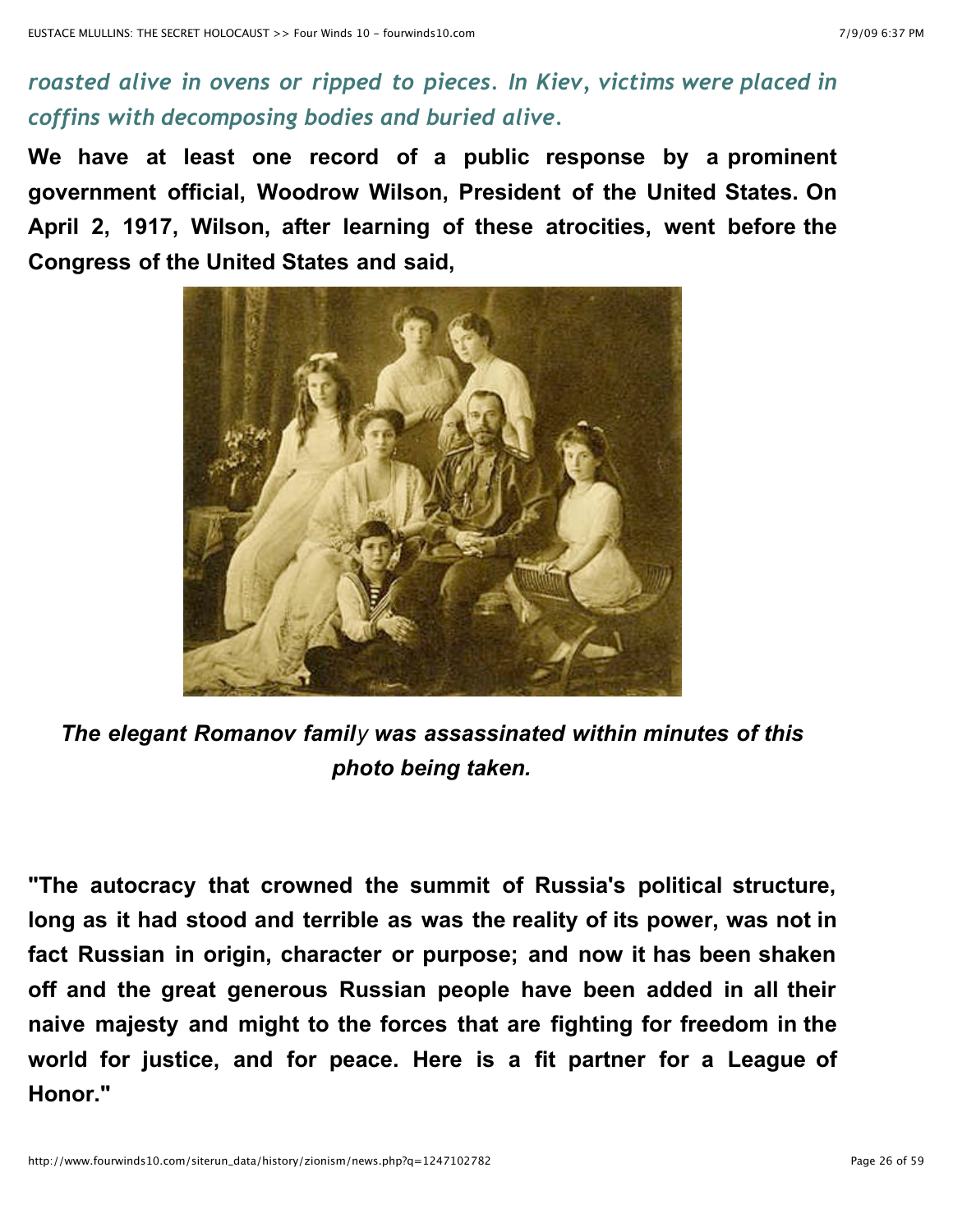*roasted alive in ovens or ripped to pieces. In Kiev, victims were placed in coffins with decomposing bodies and buried alive.*

**We have at least one record of a public response by a prominent government official, Woodrow Wilson, President of the United States. On April 2, 1917, Wilson, after learning of these atrocities, went before the Congress of the United States and said,**

***The elegant Romanov family was assassinated within minutes of this photo being taken.***

**"The autocracy that crowned the summit of Russia's political structure, long as it had stood and terrible as was the reality of its power, was not in fact Russian in origin, character or purpose; and now it has been shaken off and the great generous Russian people have been added in all their naive majesty and might to the forces that are fighting for freedom in the world for justice, and for peace. Here is a fit partner for a League of Honor."**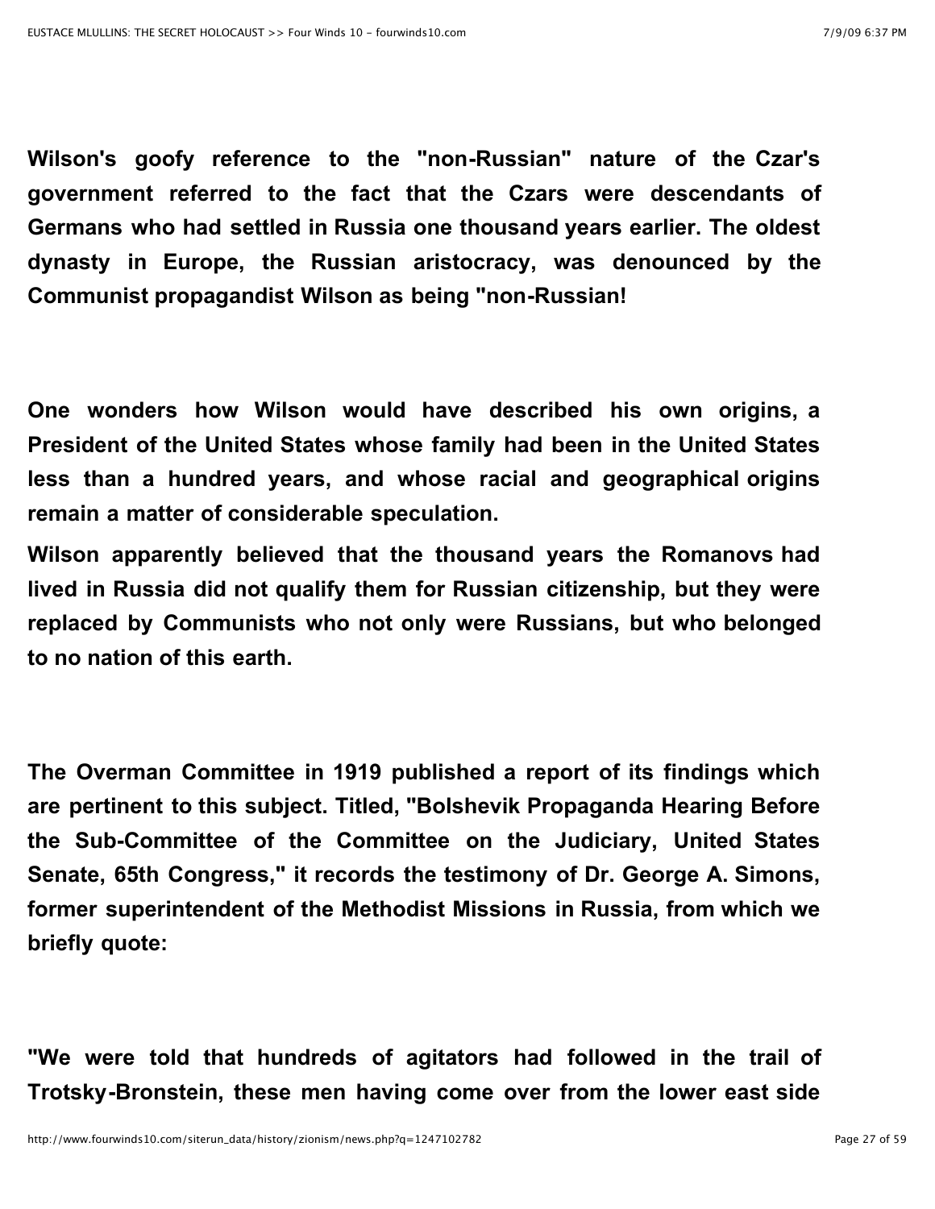**Wilson's goofy reference to the "non-Russian" nature of the Czar's government referred to the fact that the Czars were descendants of Germans who had settled in Russia one thousand years earlier. The oldest dynasty in Europe, the Russian aristocracy, was denounced by the Communist propagandist Wilson as being "non-Russian!**

**One wonders how Wilson would have described his own origins, a President of the United States whose family had been in the United States less than a hundred years, and whose racial and geographical origins remain a matter of considerable speculation.**

**Wilson apparently believed that the thousand years the Romanovs had lived in Russia did not qualify them for Russian citizenship, but they were replaced by Communists who not only were Russians, but who belonged to no nation of this earth.**

**The Overman Committee in 1919 published a report of its findings which are pertinent to this subject. Titled, "Bolshevik Propaganda Hearing Before the Sub-Committee of the Committee on the Judiciary, United States Senate, 65th Congress," it records the testimony of Dr. George A. Simons, former superintendent of the Methodist Missions in Russia, from which we briefly quote:**

**"We were told that hundreds of agitators had followed in the trail of Trotsky-Bronstein, these men having come over from the lower east side**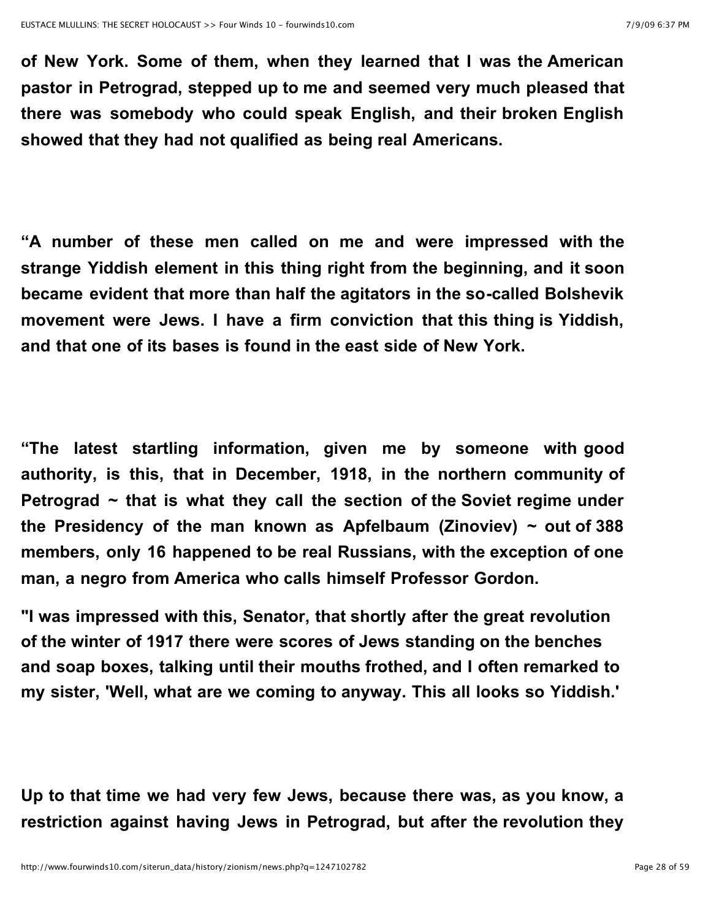**of New York. Some of them, when they learned that I was the American pastor in Petrograd, stepped up to me and seemed very much pleased that there was somebody who could speak English, and their broken English showed that they had not qualified as being real Americans.**

**“A number of these men called on me and were impressed with the strange Yiddish element in this thing right from the beginning, and it soon became evident that more than half the agitators in the so-called Bolshevik movement were Jews. I have a firm conviction that this thing is Yiddish, and that one of its bases is found in the east side of New York.**

**“The latest startling information, given me by someone with good authority, is this, that in December, 1918, in the northern community of Petrograd ~ that is what they call the section of the Soviet regime under the Presidency of the man known as Apfelbaum (Zinoviev) ~ out of 388 members, only 16 happened to be real Russians, with the exception of one man, a negro from America who calls himself Professor Gordon.**

**"I was impressed with this, Senator, that shortly after the great revolution of the winter of 1917 there were scores of Jews standing on the benches and soap boxes, talking until their mouths frothed, and I often remarked to my sister, 'Well, what are we coming to anyway. This all looks so Yiddish.'**

**Up to that time we had very few Jews, because there was, as you know, a restriction against having Jews in Petrograd, but after the revolution they**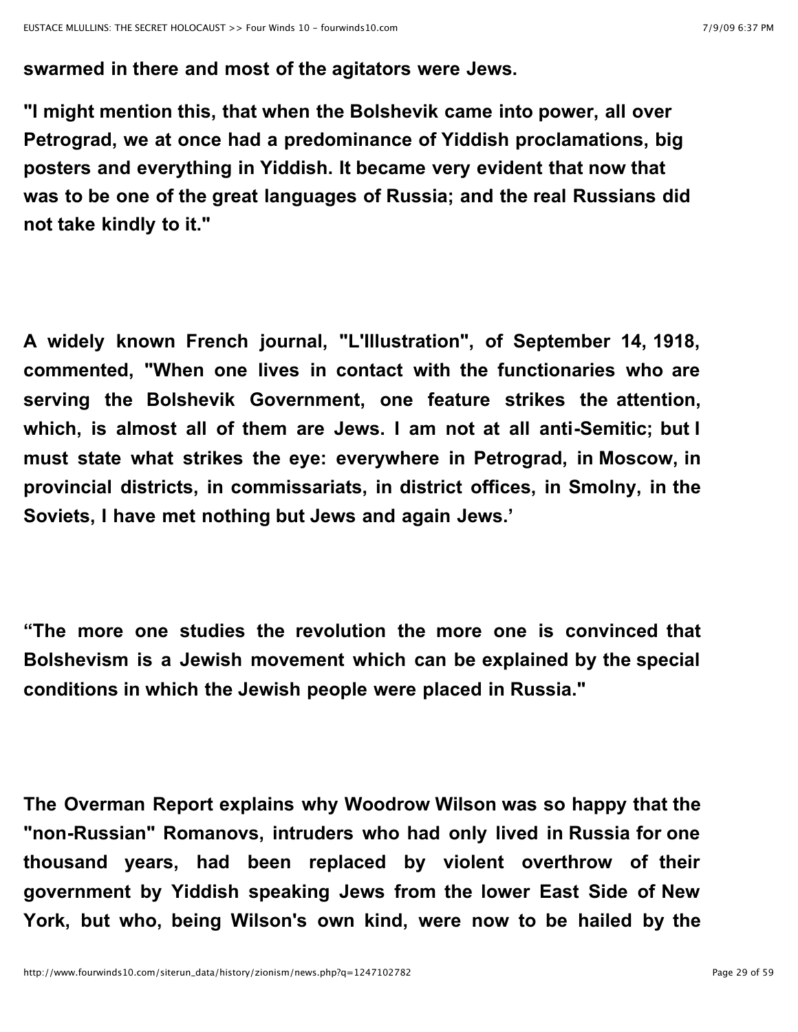**swarmed in there and most of the agitators were Jews.**

**"I might mention this, that when the Bolshevik came into power, all over Petrograd, we at once had a predominance of Yiddish proclamations, big posters and everything in Yiddish. It became very evident that now that was to be one of the great languages of Russia; and the real Russians did not take kindly to it."**

**A widely known French journal, "L'Illustration", of September 14, 1918, commented, "When one lives in contact with the functionaries who are serving the Bolshevik Government, one feature strikes the attention, which, is almost all of them are Jews. I am not at all anti-Semitic; but I must state what strikes the eye: everywhere in Petrograd, in Moscow, in provincial districts, in commissariats, in district offices, in Smolny, in the Soviets, I have met nothing but Jews and again Jews.'**

**"The more one studies the revolution the more one is convinced that Bolshevism is a Jewish movement which can be explained by the special conditions in which the Jewish people were placed in Russia."**

**The Overman Report explains why Woodrow Wilson was so happy that the "non-Russian" Romanovs, intruders who had only lived in Russia for one thousand years, had been replaced by violent overthrow of their government by Yiddish speaking Jews from the lower East Side of New York, but who, being Wilson's own kind, were now to be hailed by the**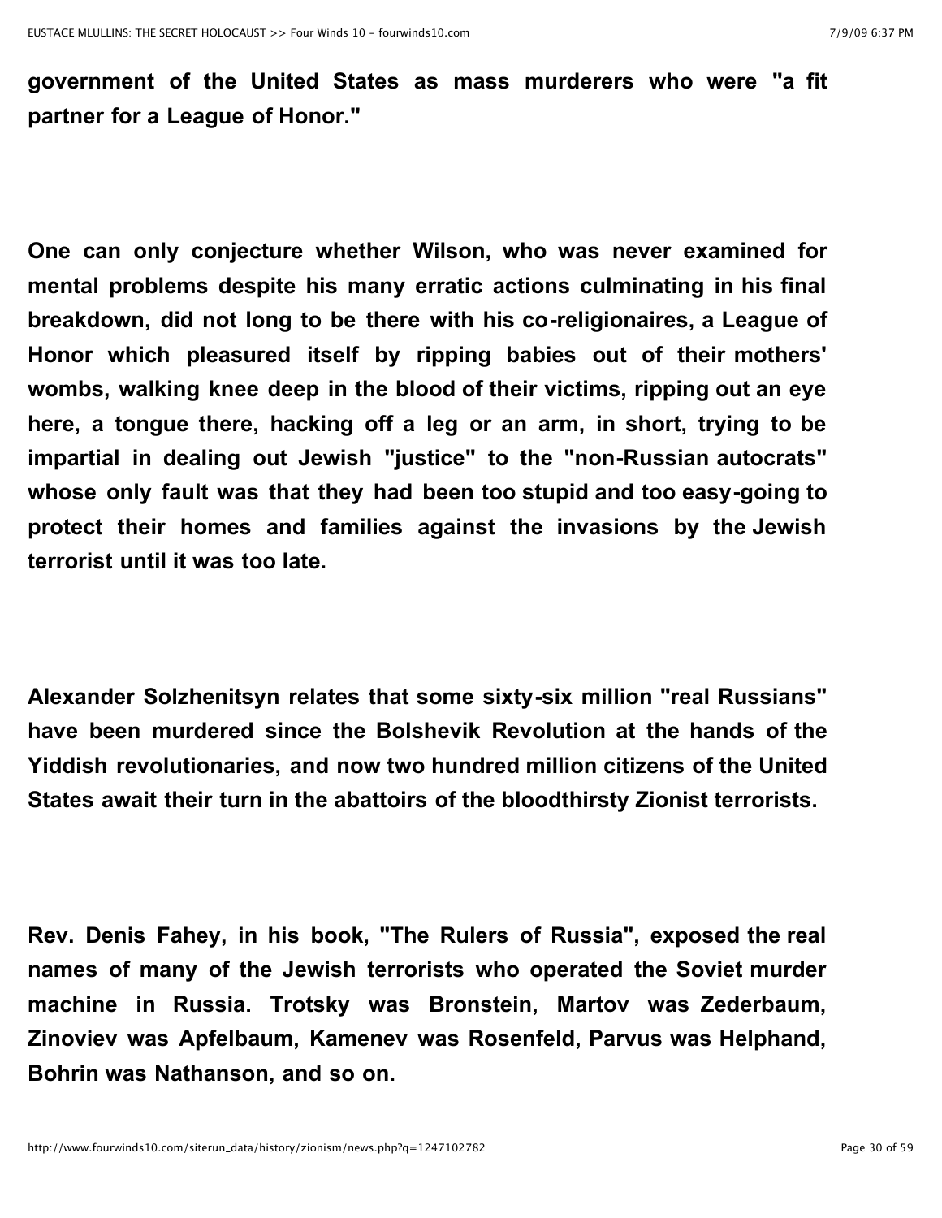**government of the United States as mass murderers who were "a fit partner for a League of Honor."**

**One can only conjecture whether Wilson, who was never examined for mental problems despite his many erratic actions culminating in his final breakdown, did not long to be there with his co-religionaires, a League of Honor which pleasured itself by ripping babies out of their mothers' wombs, walking knee deep in the blood of their victims, ripping out an eye here, a tongue there, hacking off a leg or an arm, in short, trying to be impartial in dealing out Jewish "justice" to the "non-Russian autocrats" whose only fault was that they had been too stupid and too easy-going to protect their homes and families against the invasions by the Jewish terrorist until it was too late.**

**Alexander Solzhenitsyn relates that some sixty-six million "real Russians" have been murdered since the Bolshevik Revolution at the hands of the Yiddish revolutionaries, and now two hundred million citizens of the United States await their turn in the abattoirs of the bloodthirsty Zionist terrorists.**

**Rev. Denis Fahey, in his book, "The Rulers of Russia", exposed the real names of many of the Jewish terrorists who operated the Soviet murder machine in Russia. Trotsky was Bronstein, Martov was Zederbaum, Zinoviev was Apfelbaum, Kamenev was Rosenfeld, Parvus was Helphand, Bohrin was Nathanson, and so on.**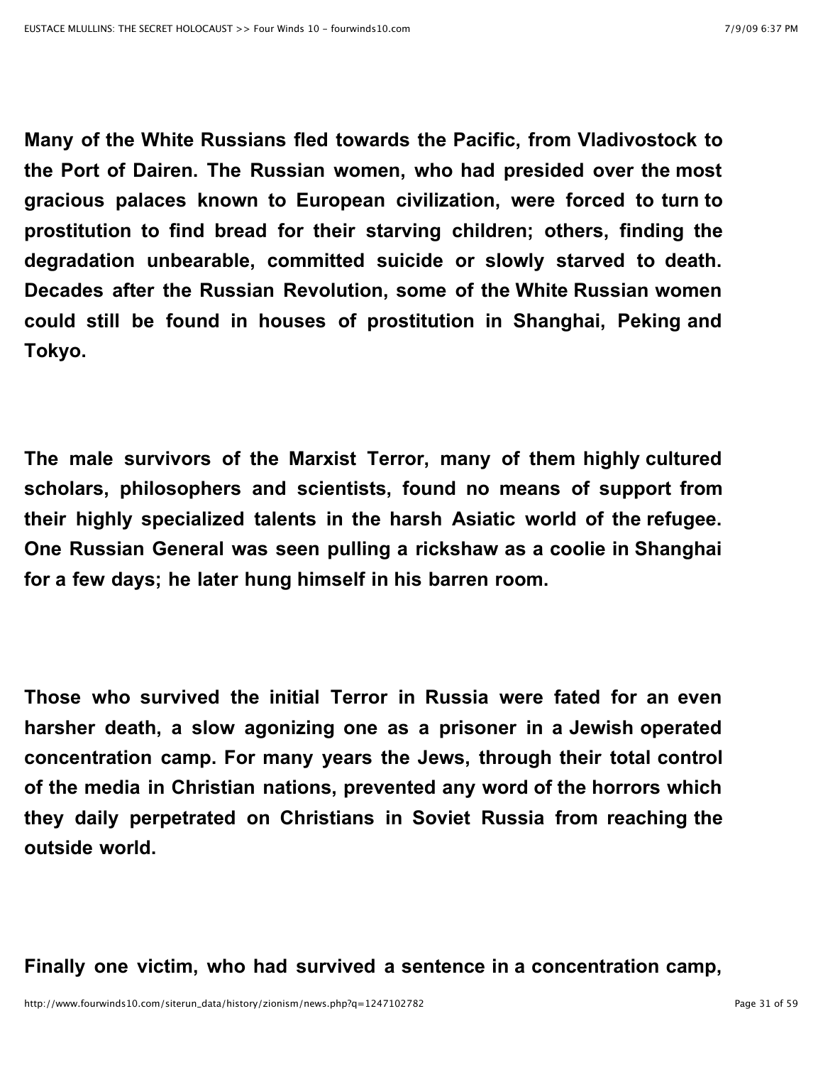**Many of the White Russians fled towards the Pacific, from Vladivostock to the Port of Dairen. The Russian women, who had presided over the most gracious palaces known to European civilization, were forced to turn to prostitution to find bread for their starving children; others, finding the degradation unbearable, committed suicide or slowly starved to death. Decades after the Russian Revolution, some of the White Russian women could still be found in houses of prostitution in Shanghai, Peking and Tokyo.**

**The male survivors of the Marxist Terror, many of them highly cultured scholars, philosophers and scientists, found no means of support from their highly specialized talents in the harsh Asiatic world of the refugee. One Russian General was seen pulling a rickshaw as a coolie in Shanghai for a few days; he later hung himself in his barren room.**

**Those who survived the initial Terror in Russia were fated for an even harsher death, a slow agonizing one as a prisoner in a Jewish operated concentration camp. For many years the Jews, through their total control of the media in Christian nations, prevented any word of the horrors which they daily perpetrated on Christians in Soviet Russia from reaching the outside world.**

**Finally one victim, who had survived a sentence in a concentration camp,**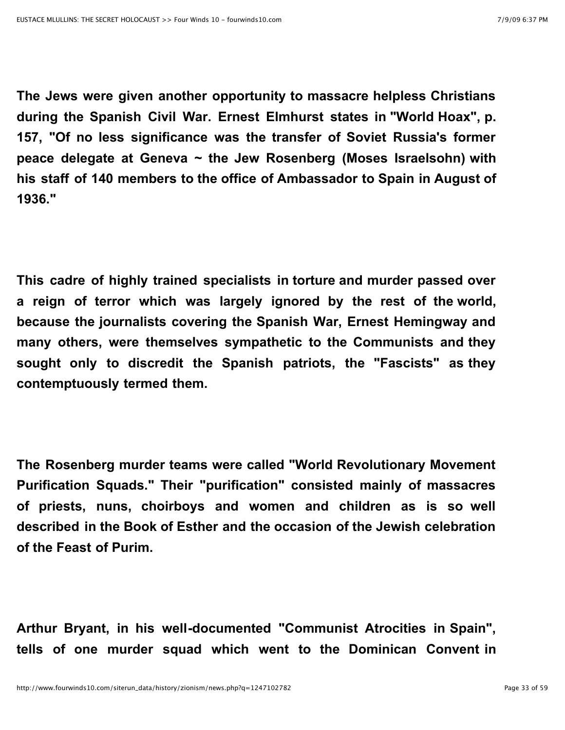**The Jews were given another opportunity to massacre helpless Christians during the Spanish Civil War. Ernest Elmhurst states in "World Hoax", p. 157, "Of no less significance was the transfer of Soviet Russia's former peace delegate at Geneva ~ the Jew Rosenberg (Moses Israelsohn) with his staff of 140 members to the office of Ambassador to Spain in August of 1936."**

**This cadre of highly trained specialists in torture and murder passed over a reign of terror which was largely ignored by the rest of the world, because the journalists covering the Spanish War, Ernest Hemingway and many others, were themselves sympathetic to the Communists and they sought only to discredit the Spanish patriots, the "Fascists" as they contemptuously termed them.**

**The Rosenberg murder teams were called "World Revolutionary Movement Purification Squads." Their "purification" consisted mainly of massacres of priests, nuns, choirboys and women and children as is so well described in the Book of Esther and the occasion of the Jewish celebration of the Feast of Purim.**

**Arthur Bryant, in his well-documented "Communist Atrocities in Spain", tells of one murder squad which went to the Dominican Convent in**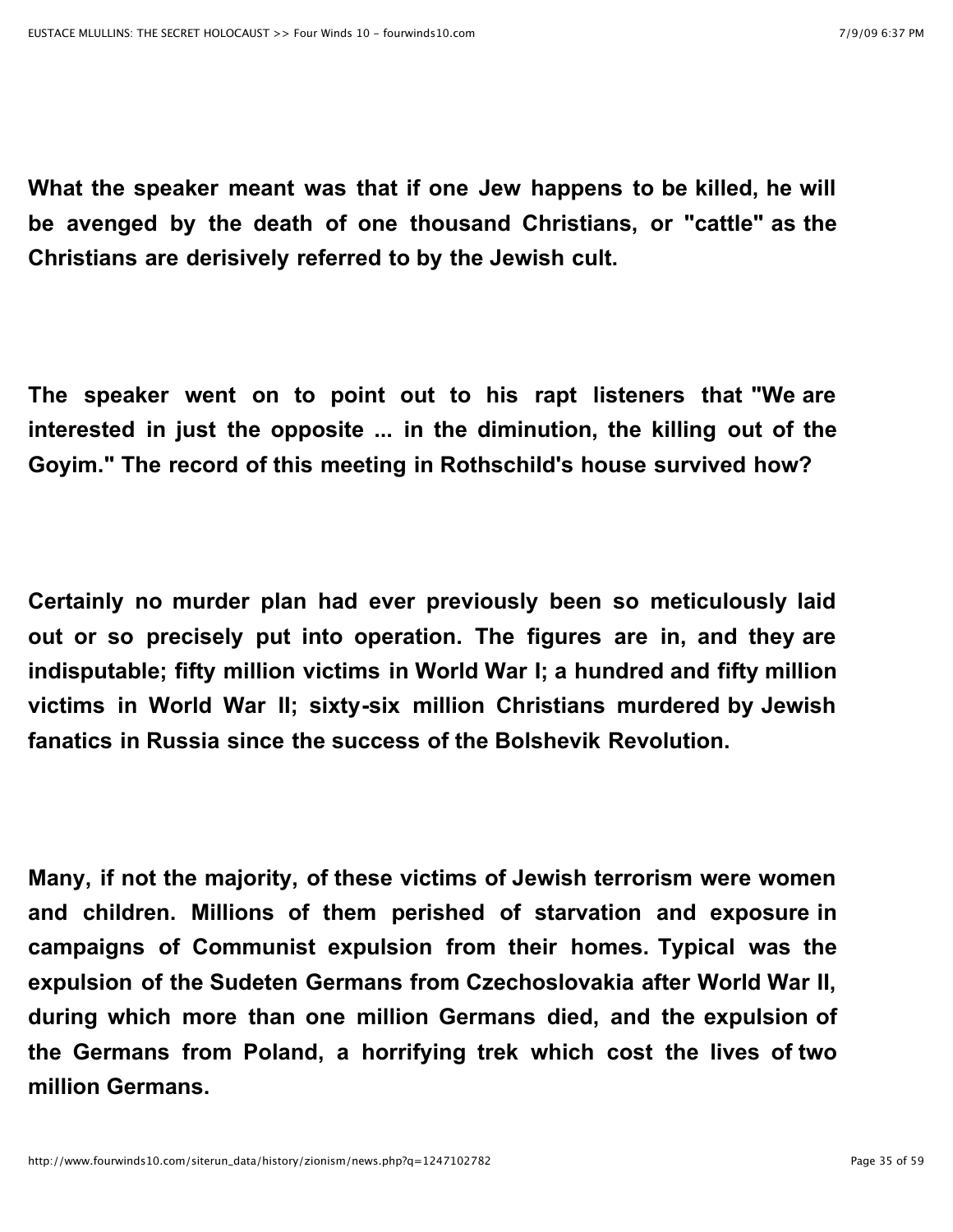**What the speaker meant was that if one Jew happens to be killed, he will be avenged by the death of one thousand Christians, or "cattle" as the Christians are derisively referred to by the Jewish cult.**

**The speaker went on to point out to his rapt listeners that "We are interested in just the opposite ... in the diminution, the killing out of the Goyim." The record of this meeting in Rothschild's house survived how?**

**Certainly no murder plan had ever previously been so meticulously laid out or so precisely put into operation. The figures are in, and they are indisputable; fifty million victims in World War I; a hundred and fifty million victims in World War II; sixty-six million Christians murdered by Jewish fanatics in Russia since the success of the Bolshevik Revolution.**

**Many, if not the majority, of these victims of Jewish terrorism were women and children. Millions of them perished of starvation and exposure in campaigns of Communist expulsion from their homes. Typical was the expulsion of the Sudeten Germans from Czechoslovakia after World War II, during which more than one million Germans died, and the expulsion of the Germans from Poland, a horrifying trek which cost the lives of two million Germans.**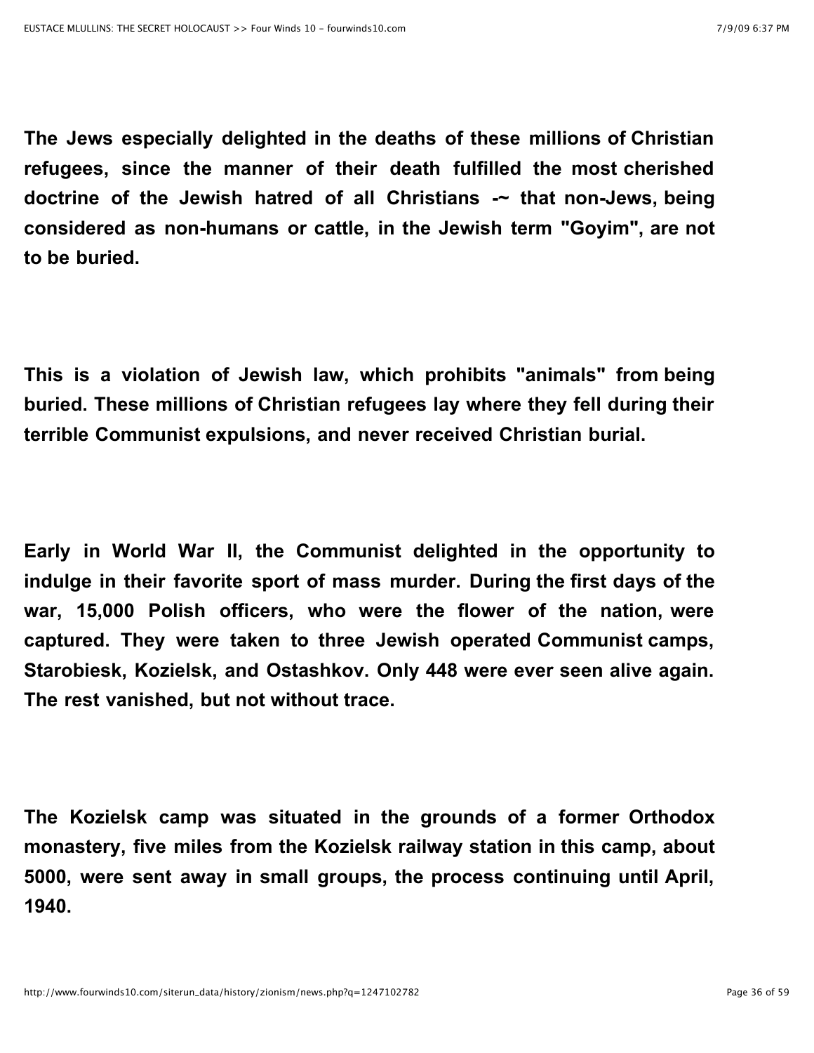**The Jews especially delighted in the deaths of these millions of Christian refugees, since the manner of their death fulfilled the most cherished doctrine of the Jewish hatred of all Christians -~ that non-Jews, being considered as non-humans or cattle, in the Jewish term "Goyim", are not to be buried.**

**This is a violation of Jewish law, which prohibits "animals" from being buried. These millions of Christian refugees lay where they fell during their terrible Communist expulsions, and never received Christian burial.**

**Early in World War II, the Communist delighted in the opportunity to indulge in their favorite sport of mass murder. During the first days of the war, 15,000 Polish officers, who were the flower of the nation, were captured. They were taken to three Jewish operated Communist camps, Starobiesk, Kozielsk, and Ostashkov. Only 448 were ever seen alive again. The rest vanished, but not without trace.**

**The Kozielsk camp was situated in the grounds of a former Orthodox monastery, five miles from the Kozielsk railway station in this camp, about 5000, were sent away in small groups, the process continuing until April, 1940.**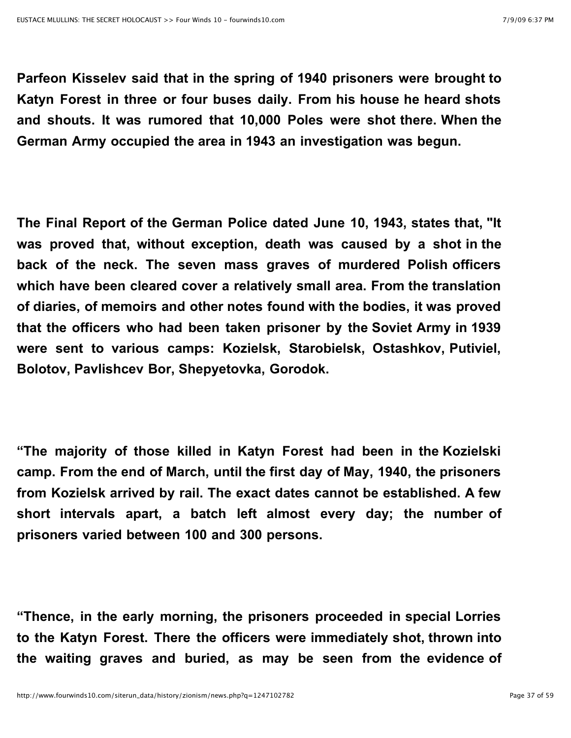**Parfeon Kisselev said that in the spring of 1940 prisoners were brought to Katyn Forest in three or four buses daily. From his house he heard shots and shouts. It was rumored that 10,000 Poles were shot there. When the German Army occupied the area in 1943 an investigation was begun.**

**The Final Report of the German Police dated June 10, 1943, states that, "It was proved that, without exception, death was caused by a shot in the back of the neck. The seven mass graves of murdered Polish officers which have been cleared cover a relatively small area. From the translation of diaries, of memoirs and other notes found with the bodies, it was proved that the officers who had been taken prisoner by the Soviet Army in 1939 were sent to various camps: Kozielsk, Starobielsk, Ostashkov, Putiviel, Bolotov, Pavlishcev Bor, Shepyetovka, Gorodok.**

**"The majority of those killed in Katyn Forest had been in the Kozielski camp. From the end of March, until the first day of May, 1940, the prisoners from Kozielsk arrived by rail. The exact dates cannot be established. A few short intervals apart, a batch left almost every day; the number of prisoners varied between 100 and 300 persons.**

**"Thence, in the early morning, the prisoners proceeded in special Lorries to the Katyn Forest. There the officers were immediately shot, thrown into the waiting graves and buried, as may be seen from the evidence of**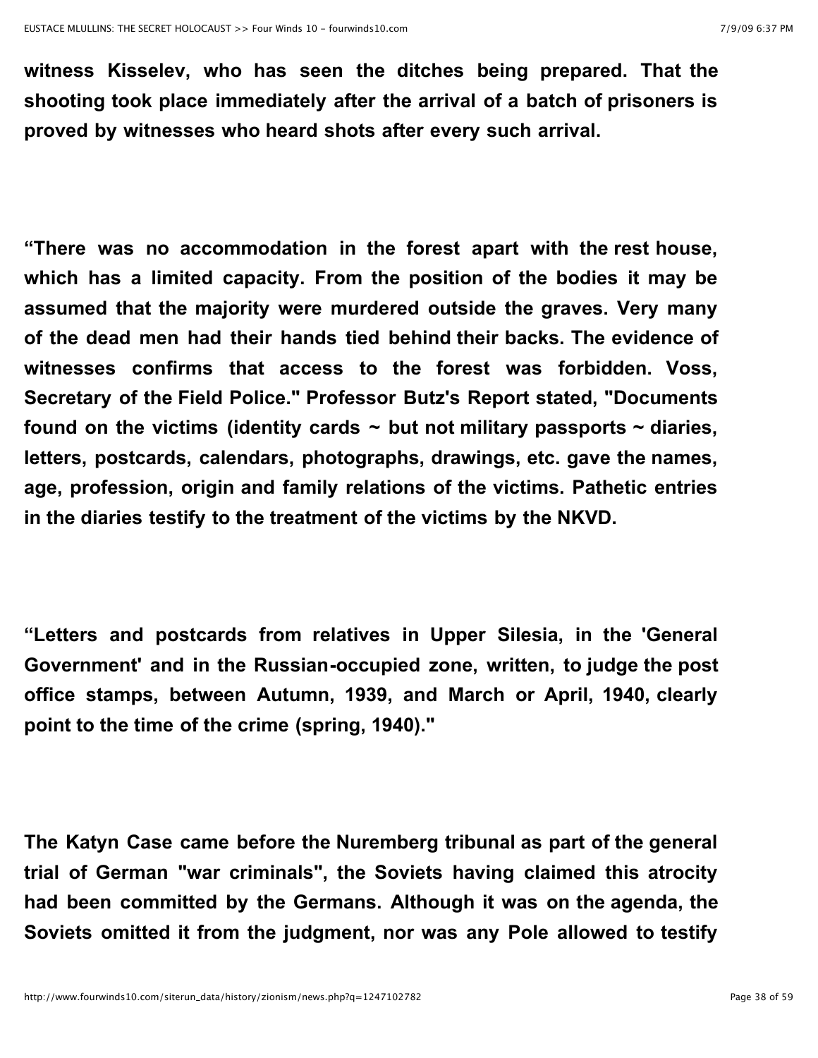**witness Kisselev, who has seen the ditches being prepared. That the shooting took place immediately after the arrival of a batch of prisoners is proved by witnesses who heard shots after every such arrival.**

**“There was no accommodation in the forest apart with the rest house, which has a limited capacity. From the position of the bodies it may be assumed that the majority were murdered outside the graves. Very many of the dead men had their hands tied behind their backs. The evidence of witnesses confirms that access to the forest was forbidden. Voss, Secretary of the Field Police." Professor Butz's Report stated, "Documents found on the victims (identity cards ~ but not military passports ~ diaries, letters, postcards, calendars, photographs, drawings, etc. gave the names, age, profession, origin and family relations of the victims. Pathetic entries in the diaries testify to the treatment of the victims by the NKVD.**

**“Letters and postcards from relatives in Upper Silesia, in the 'General Government' and in the Russian-occupied zone, written, to judge the post office stamps, between Autumn, 1939, and March or April, 1940, clearly point to the time of the crime (spring, 1940)."**

**The Katyn Case came before the Nuremberg tribunal as part of the general trial of German "war criminals", the Soviets having claimed this atrocity had been committed by the Germans. Although it was on the agenda, the Soviets omitted it from the judgment, nor was any Pole allowed to testify**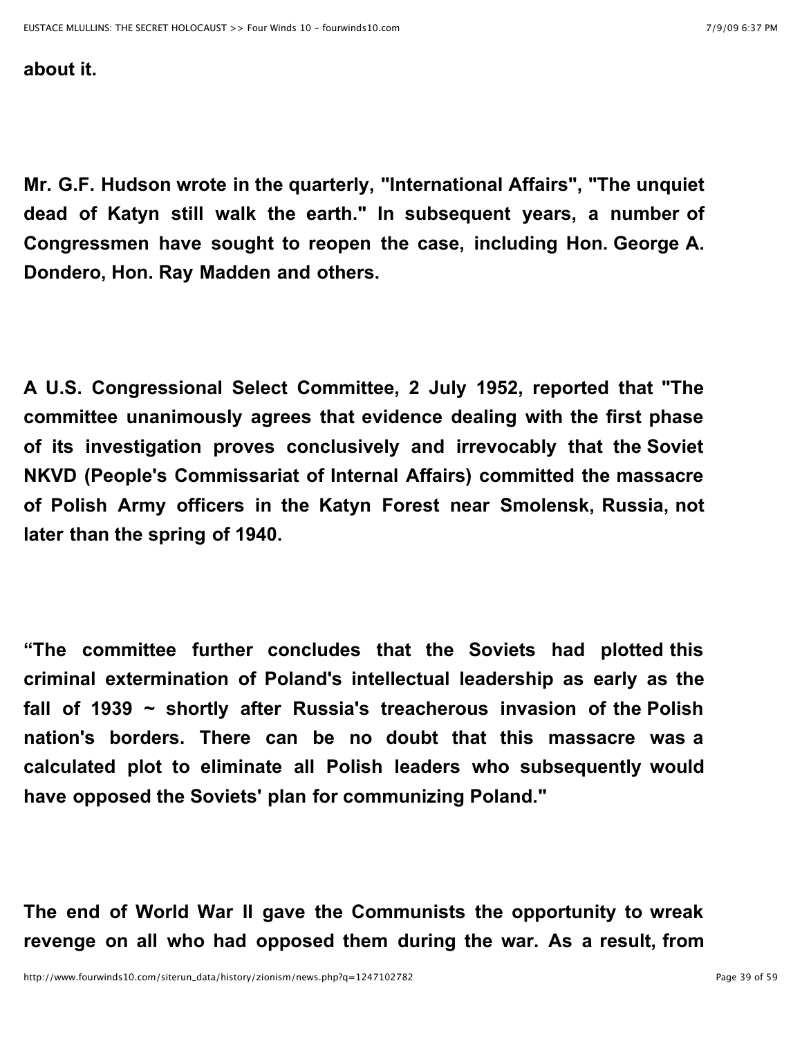**about it.**

**Mr. G.F. Hudson wrote in the quarterly, "International Affairs", "The unquiet dead of Katyn still walk the earth." In subsequent years, a number of Congressmen have sought to reopen the case, including Hon. George A. Dondero, Hon. Ray Madden and others.**

**A U.S. Congressional Select Committee, 2 July 1952, reported that "The committee unanimously agrees that evidence dealing with the first phase of its investigation proves conclusively and irrevocably that the Soviet NKVD (People's Commissariat of Internal Affairs) committed the massacre of Polish Army officers in the Katyn Forest near Smolensk, Russia, not later than the spring of 1940.**

**"The committee further concludes that the Soviets had plotted this criminal extermination of Poland's intellectual leadership as early as the fall of 1939 ~ shortly after Russia's treacherous invasion of the Polish nation's borders. There can be no doubt that this massacre was a calculated plot to eliminate all Polish leaders who subsequently would have opposed the Soviets' plan for communizing Poland."**

**The end of World War II gave the Communists the opportunity to wreak revenge on all who had opposed them during the war. As a result, from**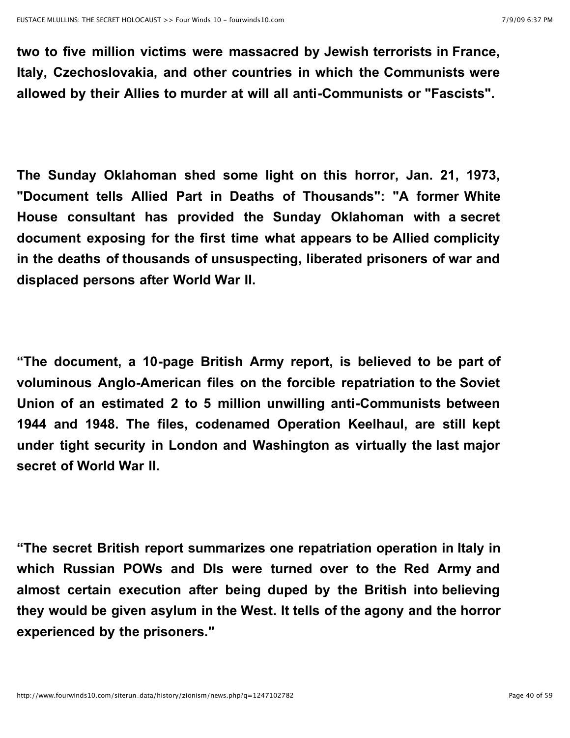**two to five million victims were massacred by Jewish terrorists in France, Italy, Czechoslovakia, and other countries in which the Communists were allowed by their Allies to murder at will all anti-Communists or "Fascists".**

**The Sunday Oklahoman shed some light on this horror, Jan. 21, 1973, "Document tells Allied Part in Deaths of Thousands": "A former White House consultant has provided the Sunday Oklahoman with a secret document exposing for the first time what appears to be Allied complicity in the deaths of thousands of unsuspecting, liberated prisoners of war and displaced persons after World War II.**

**"The document, a 10-page British Army report, is believed to be part of voluminous Anglo-American files on the forcible repatriation to the Soviet Union of an estimated 2 to 5 million unwilling anti-Communists between 1944 and 1948. The files, codenamed Operation Keelhaul, are still kept under tight security in London and Washington as virtually the last major secret of World War II.**

**"The secret British report summarizes one repatriation operation in Italy in which Russian POWs and DIs were turned over to the Red Army and almost certain execution after being duped by the British into believing they would be given asylum in the West. It tells of the agony and the horror experienced by the prisoners."**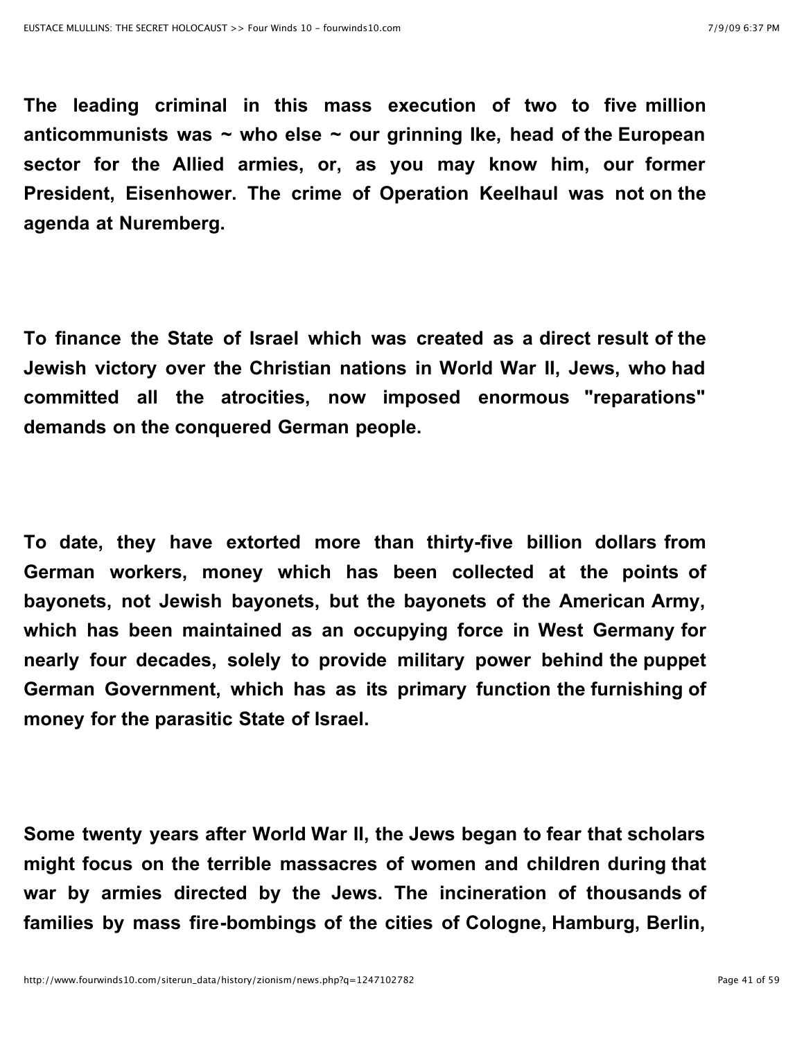**The leading criminal in this mass execution of two to five million anticommunists was ~ who else ~ our grinning Ike, head of the European sector for the Allied armies, or, as you may know him, our former President, Eisenhower. The crime of Operation Keelhaul was not on the agenda at Nuremberg.**

**To finance the State of Israel which was created as a direct result of the Jewish victory over the Christian nations in World War II, Jews, who had committed all the atrocities, now imposed enormous "reparations" demands on the conquered German people.**

**To date, they have extorted more than thirty-five billion dollars from German workers, money which has been collected at the points of bayonets, not Jewish bayonets, but the bayonets of the American Army, which has been maintained as an occupying force in West Germany for nearly four decades, solely to provide military power behind the puppet German Government, which has as its primary function the furnishing of money for the parasitic State of Israel.**

**Some twenty years after World War II, the Jews began to fear that scholars might focus on the terrible massacres of women and children during that war by armies directed by the Jews. The incineration of thousands of families by mass fire-bombings of the cities of Cologne, Hamburg, Berlin,**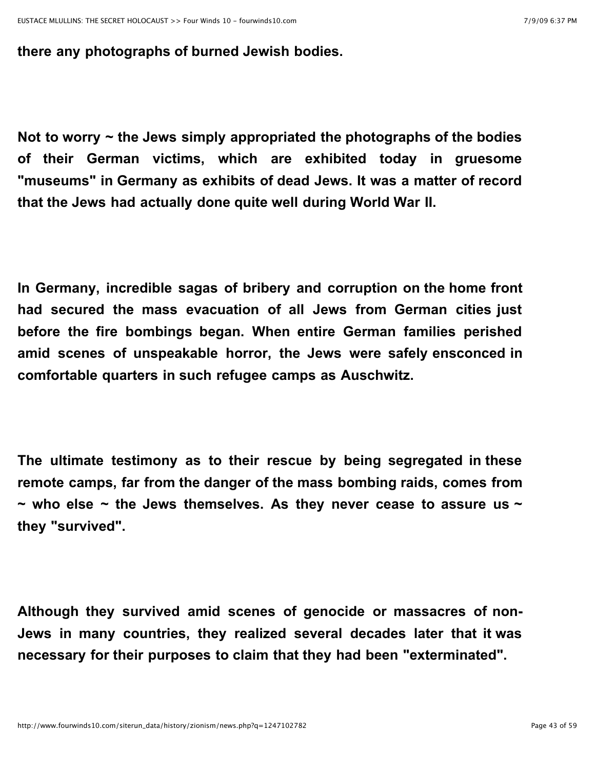**there any photographs of burned Jewish bodies.**

**Not to worry ~ the Jews simply appropriated the photographs of the bodies of their German victims, which are exhibited today in gruesome "museums" in Germany as exhibits of dead Jews. It was a matter of record that the Jews had actually done quite well during World War II.**

**In Germany, incredible sagas of bribery and corruption on the home front had secured the mass evacuation of all Jews from German cities just before the fire bombings began. When entire German families perished amid scenes of unspeakable horror, the Jews were safely ensconced in comfortable quarters in such refugee camps as Auschwitz.**

**The ultimate testimony as to their rescue by being segregated in these remote camps, far from the danger of the mass bombing raids, comes from ~ who else ~ the Jews themselves. As they never cease to assure us ~ they "survived".**

**Although they survived amid scenes of genocide or massacres of non-Jews in many countries, they realized several decades later that it was necessary for their purposes to claim that they had been "exterminated".**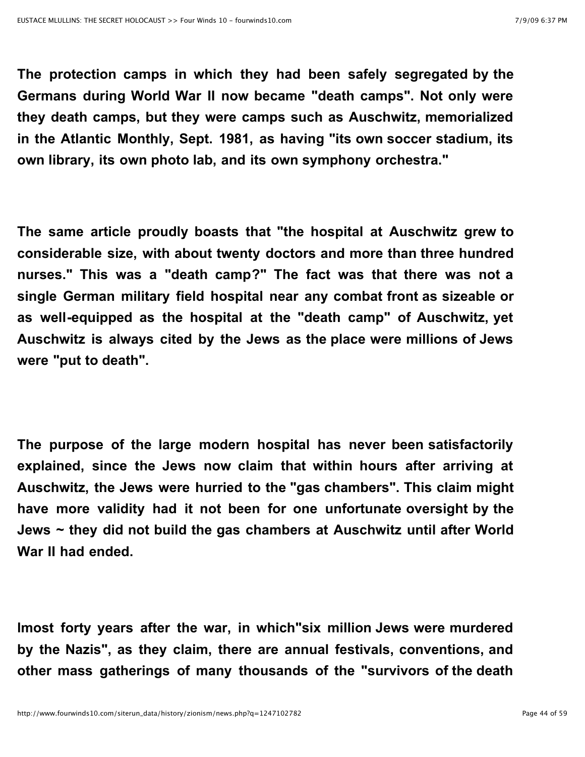**The protection camps in which they had been safely segregated by the Germans during World War II now became "death camps". Not only were they death camps, but they were camps such as Auschwitz, memorialized in the Atlantic Monthly, Sept. 1981, as having "its own soccer stadium, its own library, its own photo lab, and its own symphony orchestra."**

**The same article proudly boasts that "the hospital at Auschwitz grew to considerable size, with about twenty doctors and more than three hundred nurses." This was a "death camp?" The fact was that there was not a single German military field hospital near any combat front as sizeable or as well-equipped as the hospital at the "death camp" of Auschwitz, yet Auschwitz is always cited by the Jews as the place were millions of Jews were "put to death".**

**The purpose of the large modern hospital has never been satisfactorily explained, since the Jews now claim that within hours after arriving at Auschwitz, the Jews were hurried to the "gas chambers". This claim might have more validity had it not been for one unfortunate oversight by the Jews ~ they did not build the gas chambers at Auschwitz until after World War II had ended.**

**lmost forty years after the war, in which"six million Jews were murdered by the Nazis", as they claim, there are annual festivals, conventions, and other mass gatherings of many thousands of the "survivors of the death**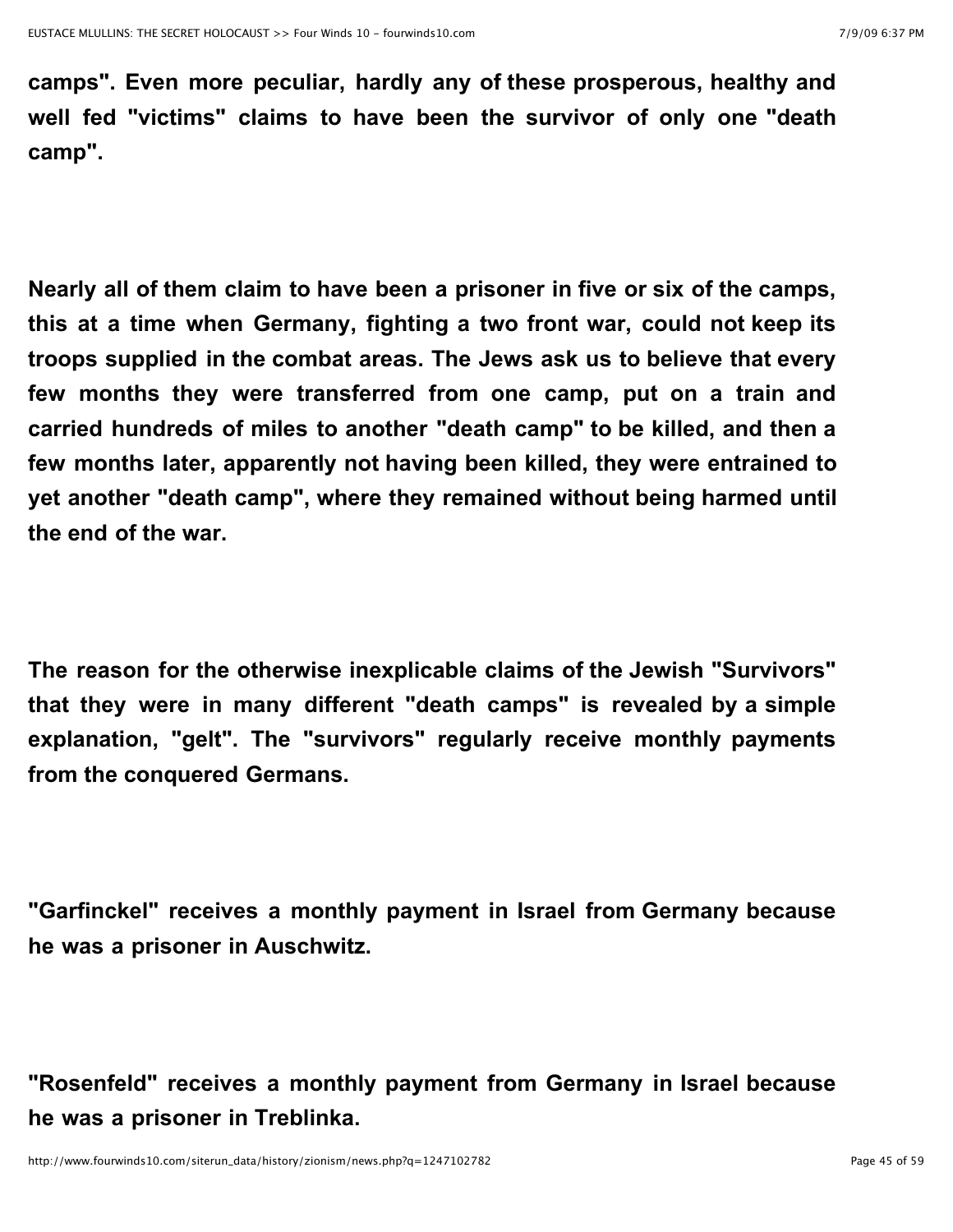**camps". Even more peculiar, hardly any of these prosperous, healthy and well fed "victims" claims to have been the survivor of only one "death camp".**

**Nearly all of them claim to have been a prisoner in five or six of the camps, this at a time when Germany, fighting a two front war, could not keep its troops supplied in the combat areas. The Jews ask us to believe that every few months they were transferred from one camp, put on a train and carried hundreds of miles to another "death camp" to be killed, and then a few months later, apparently not having been killed, they were entrained to yet another "death camp", where they remained without being harmed until the end of the war.**

**The reason for the otherwise inexplicable claims of the Jewish "Survivors" that they were in many different "death camps" is revealed by a simple explanation, "gelt". The "survivors" regularly receive monthly payments from the conquered Germans.**

**"Garfinckel" receives a monthly payment in Israel from Germany because he was a prisoner in Auschwitz.**

**"Rosenfeld" receives a monthly payment from Germany in Israel because he was a prisoner in Treblinka.**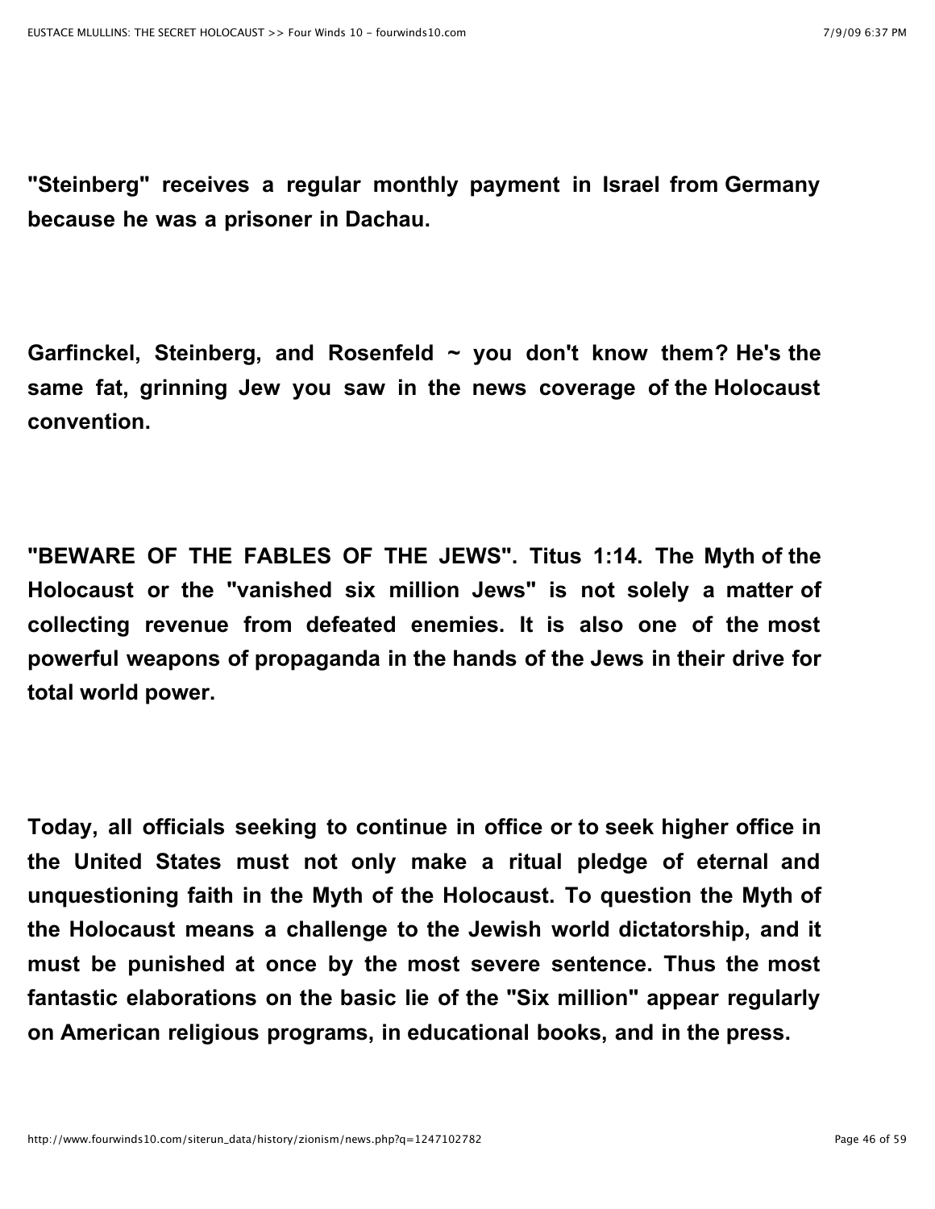**"Steinberg" receives a regular monthly payment in Israel from Germany because he was a prisoner in Dachau.**

**Garfinckel, Steinberg, and Rosenfeld ~ you don't know them? He's the same fat, grinning Jew you saw in the news coverage of the Holocaust convention.**

**"BEWARE OF THE FABLES OF THE JEWS". Titus 1:14. The Myth of the Holocaust or the "vanished six million Jews" is not solely a matter of collecting revenue from defeated enemies. It is also one of the most powerful weapons of propaganda in the hands of the Jews in their drive for total world power.**

**Today, all officials seeking to continue in office or to seek higher office in the United States must not only make a ritual pledge of eternal and unquestioning faith in the Myth of the Holocaust. To question the Myth of the Holocaust means a challenge to the Jewish world dictatorship, and it must be punished at once by the most severe sentence. Thus the most fantastic elaborations on the basic lie of the "Six million" appear regularly on American religious programs, in educational books, and in the press.**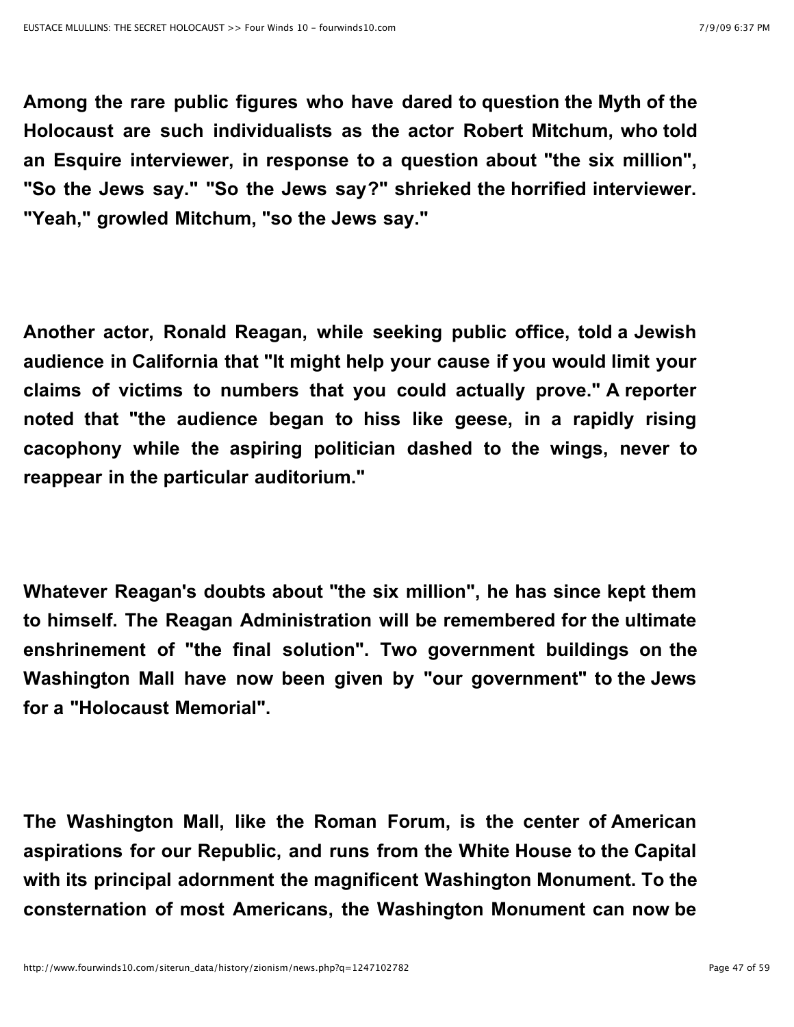**Among the rare public figures who have dared to question the Myth of the Holocaust are such individualists as the actor Robert Mitchum, who told an Esquire interviewer, in response to a question about "the six million", "So the Jews say." "So the Jews say?" shrieked the horrified interviewer. "Yeah," growled Mitchum, "so the Jews say."**

**Another actor, Ronald Reagan, while seeking public office, told a Jewish audience in California that "It might help your cause if you would limit your claims of victims to numbers that you could actually prove." A reporter noted that "the audience began to hiss like geese, in a rapidly rising cacophony while the aspiring politician dashed to the wings, never to reappear in the particular auditorium."**

**Whatever Reagan's doubts about "the six million", he has since kept them to himself. The Reagan Administration will be remembered for the ultimate enshrinement of "the final solution". Two government buildings on the Washington Mall have now been given by "our government" to the Jews for a "Holocaust Memorial".**

**The Washington Mall, like the Roman Forum, is the center of American aspirations for our Republic, and runs from the White House to the Capital with its principal adornment the magnificent Washington Monument. To the consternation of most Americans, the Washington Monument can now be**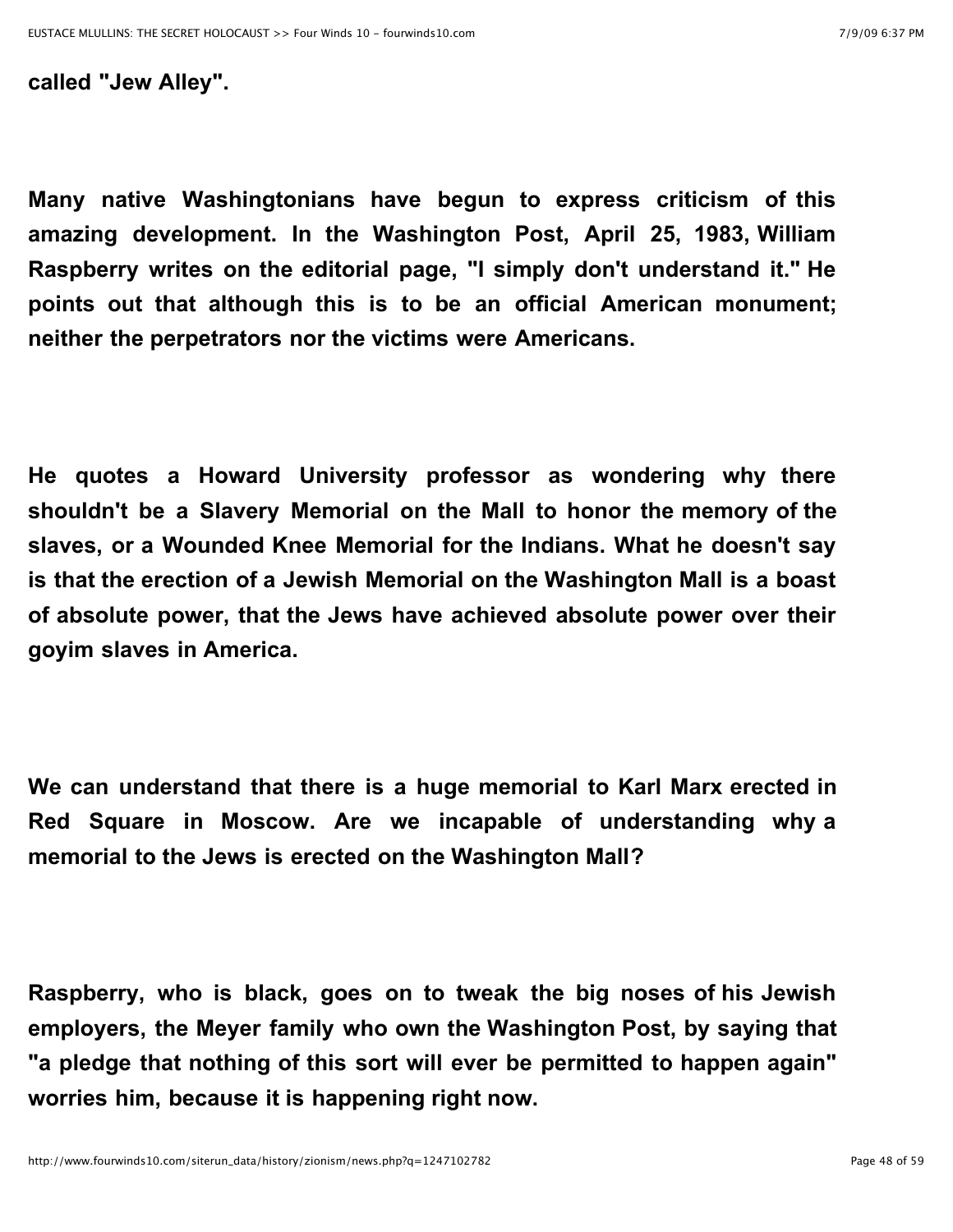**called "Jew Alley".**

**Many native Washingtonians have begun to express criticism of this amazing development. In the Washington Post, April 25, 1983, William Raspberry writes on the editorial page, "I simply don't understand it." He points out that although this is to be an official American monument; neither the perpetrators nor the victims were Americans.**

**He quotes a Howard University professor as wondering why there shouldn't be a Slavery Memorial on the Mall to honor the memory of the slaves, or a Wounded Knee Memorial for the Indians. What he doesn't say is that the erection of a Jewish Memorial on the Washington Mall is a boast of absolute power, that the Jews have achieved absolute power over their goyim slaves in America.**

**We can understand that there is a huge memorial to Karl Marx erected in Red Square in Moscow. Are we incapable of understanding why a memorial to the Jews is erected on the Washington Mall?**

**Raspberry, who is black, goes on to tweak the big noses of his Jewish employers, the Meyer family who own the Washington Post, by saying that "a pledge that nothing of this sort will ever be permitted to happen again" worries him, because it is happening right now.**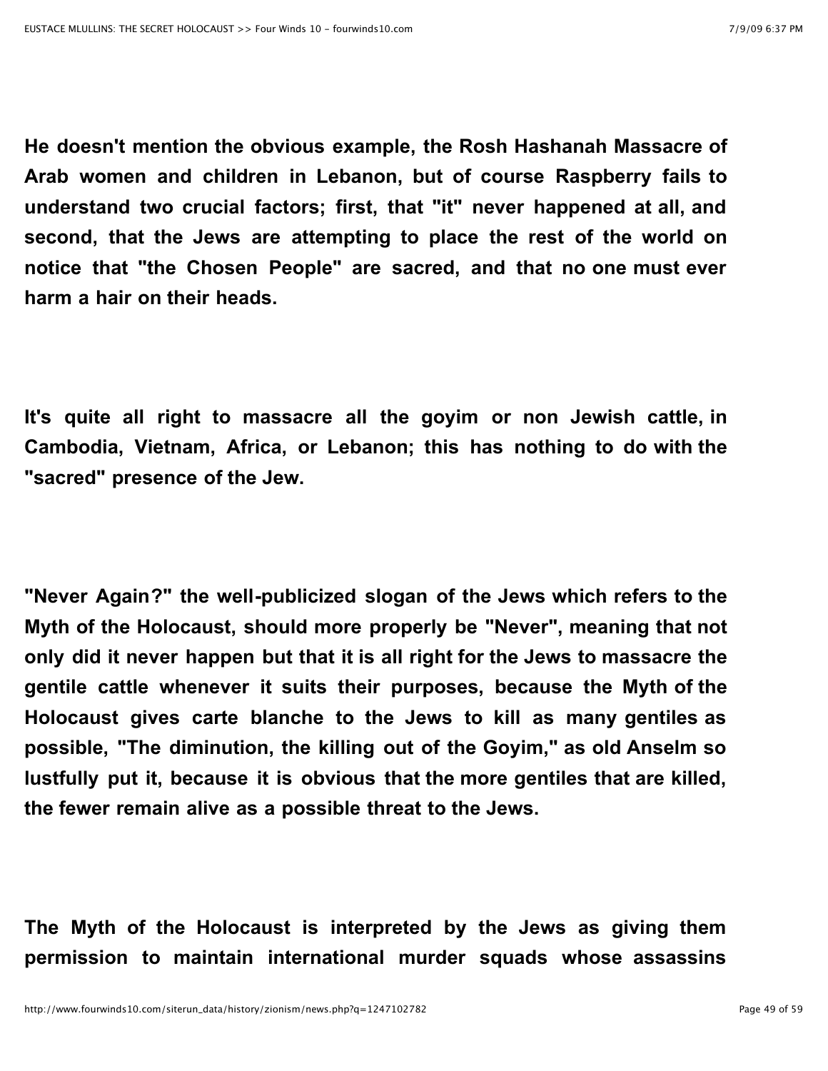**He doesn't mention the obvious example, the Rosh Hashanah Massacre of Arab women and children in Lebanon, but of course Raspberry fails to understand two crucial factors; first, that "it" never happened at all, and second, that the Jews are attempting to place the rest of the world on notice that "the Chosen People" are sacred, and that no one must ever harm a hair on their heads.**

**It's quite all right to massacre all the goyim or non Jewish cattle, in Cambodia, Vietnam, Africa, or Lebanon; this has nothing to do with the "sacred" presence of the Jew.**

**"Never Again?" the well-publicized slogan of the Jews which refers to the Myth of the Holocaust, should more properly be "Never", meaning that not only did it never happen but that it is all right for the Jews to massacre the gentile cattle whenever it suits their purposes, because the Myth of the Holocaust gives carte blanche to the Jews to kill as many gentiles as possible, "The diminution, the killing out of the Goyim," as old Anselm so lustfully put it, because it is obvious that the more gentiles that are killed, the fewer remain alive as a possible threat to the Jews.**

**The Myth of the Holocaust is interpreted by the Jews as giving them permission to maintain international murder squads whose assassins**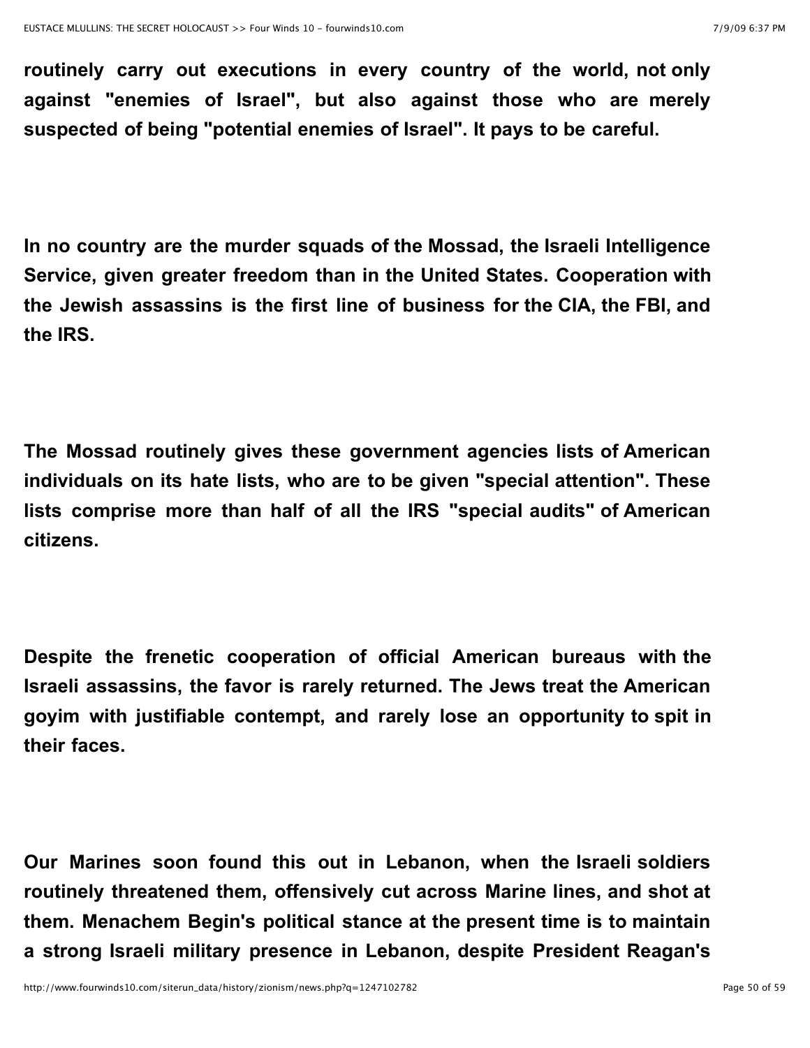**routinely carry out executions in every country of the world, not only against "enemies of Israel", but also against those who are merely suspected of being "potential enemies of Israel". It pays to be careful.**

**In no country are the murder squads of the Mossad, the Israeli Intelligence Service, given greater freedom than in the United States. Cooperation with the Jewish assassins is the first line of business for the CIA, the FBI, and the IRS.**

**The Mossad routinely gives these government agencies lists of American individuals on its hate lists, who are to be given "special attention". These lists comprise more than half of all the IRS "special audits" of American citizens.**

**Despite the frenetic cooperation of official American bureaus with the Israeli assassins, the favor is rarely returned. The Jews treat the American goyim with justifiable contempt, and rarely lose an opportunity to spit in their faces.**

**Our Marines soon found this out in Lebanon, when the Israeli soldiers routinely threatened them, offensively cut across Marine lines, and shot at them. Menachem Begin's political stance at the present time is to maintain a strong Israeli military presence in Lebanon, despite President Reagan's**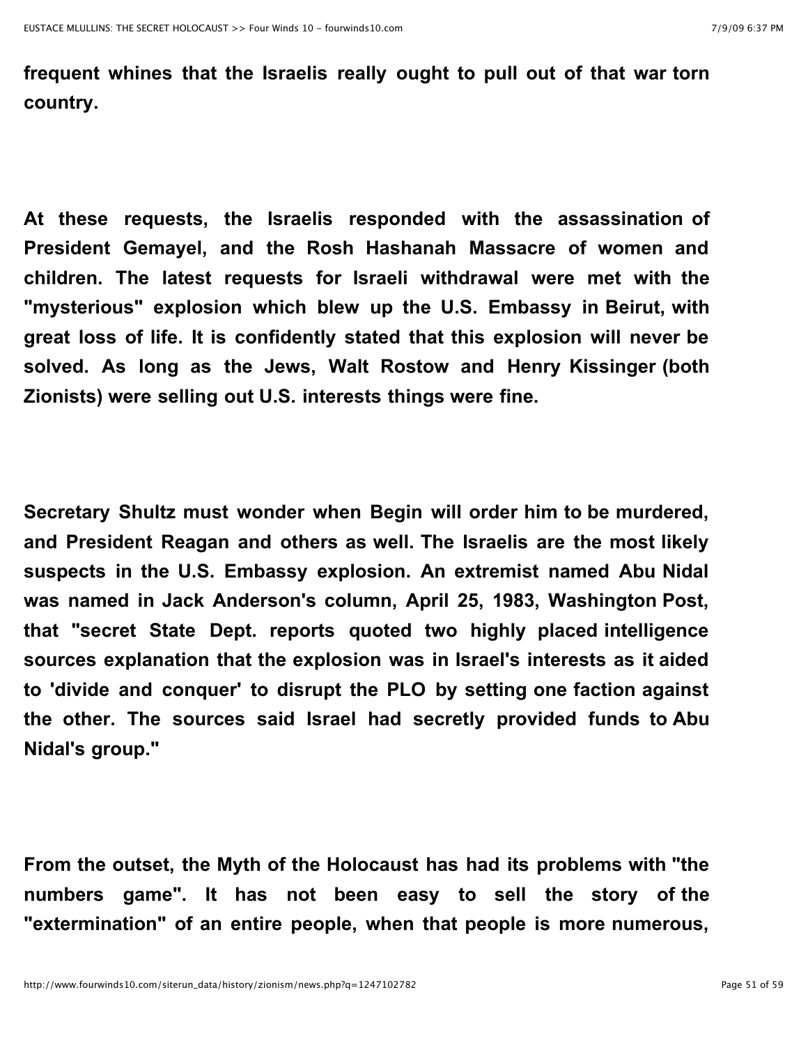**frequent whines that the Israelis really ought to pull out of that war torn country.**

**At these requests, the Israelis responded with the assassination of President Gemayel, and the Rosh Hashanah Massacre of women and children. The latest requests for Israeli withdrawal were met with the "mysterious" explosion which blew up the U.S. Embassy in Beirut, with great loss of life. It is confidently stated that this explosion will never be solved. As long as the Jews, Walt Rostow and Henry Kissinger (both Zionists) were selling out U.S. interests things were fine.**

**Secretary Shultz must wonder when Begin will order him to be murdered, and President Reagan and others as well. The Israelis are the most likely suspects in the U.S. Embassy explosion. An extremist named Abu Nidal was named in Jack Anderson's column, April 25, 1983, Washington Post, that "secret State Dept. reports quoted two highly placed intelligence sources explanation that the explosion was in Israel's interests as it aided to 'divide and conquer' to disrupt the PLO by setting one faction against the other. The sources said Israel had secretly provided funds to Abu Nidal's group."**

**From the outset, the Myth of the Holocaust has had its problems with "the numbers game". It has not been easy to sell the story of the "extermination" of an entire people, when that people is more numerous,**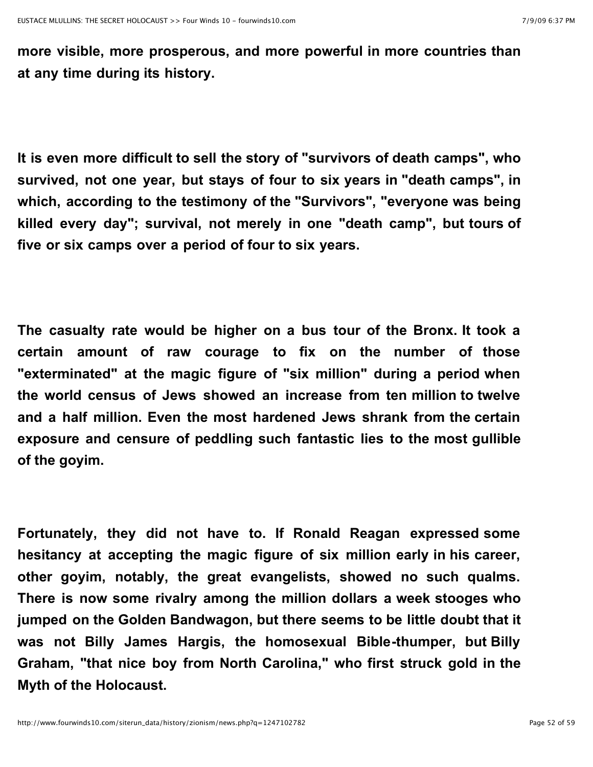**more visible, more prosperous, and more powerful in more countries than at any time during its history.**

**It is even more difficult to sell the story of "survivors of death camps", who survived, not one year, but stays of four to six years in "death camps", in which, according to the testimony of the "Survivors", "everyone was being killed every day"; survival, not merely in one "death camp", but tours of five or six camps over a period of four to six years.**

**The casualty rate would be higher on a bus tour of the Bronx. It took a certain amount of raw courage to fix on the number of those "exterminated" at the magic figure of "six million" during a period when the world census of Jews showed an increase from ten million to twelve and a half million. Even the most hardened Jews shrank from the certain exposure and censure of peddling such fantastic lies to the most gullible of the goyim.**

**Fortunately, they did not have to. If Ronald Reagan expressed some hesitancy at accepting the magic figure of six million early in his career, other goyim, notably, the great evangelists, showed no such qualms. There is now some rivalry among the million dollars a week stooges who jumped on the Golden Bandwagon, but there seems to be little doubt that it was not Billy James Hargis, the homosexual Bible-thumper, but Billy Graham, "that nice boy from North Carolina," who first struck gold in the Myth of the Holocaust.**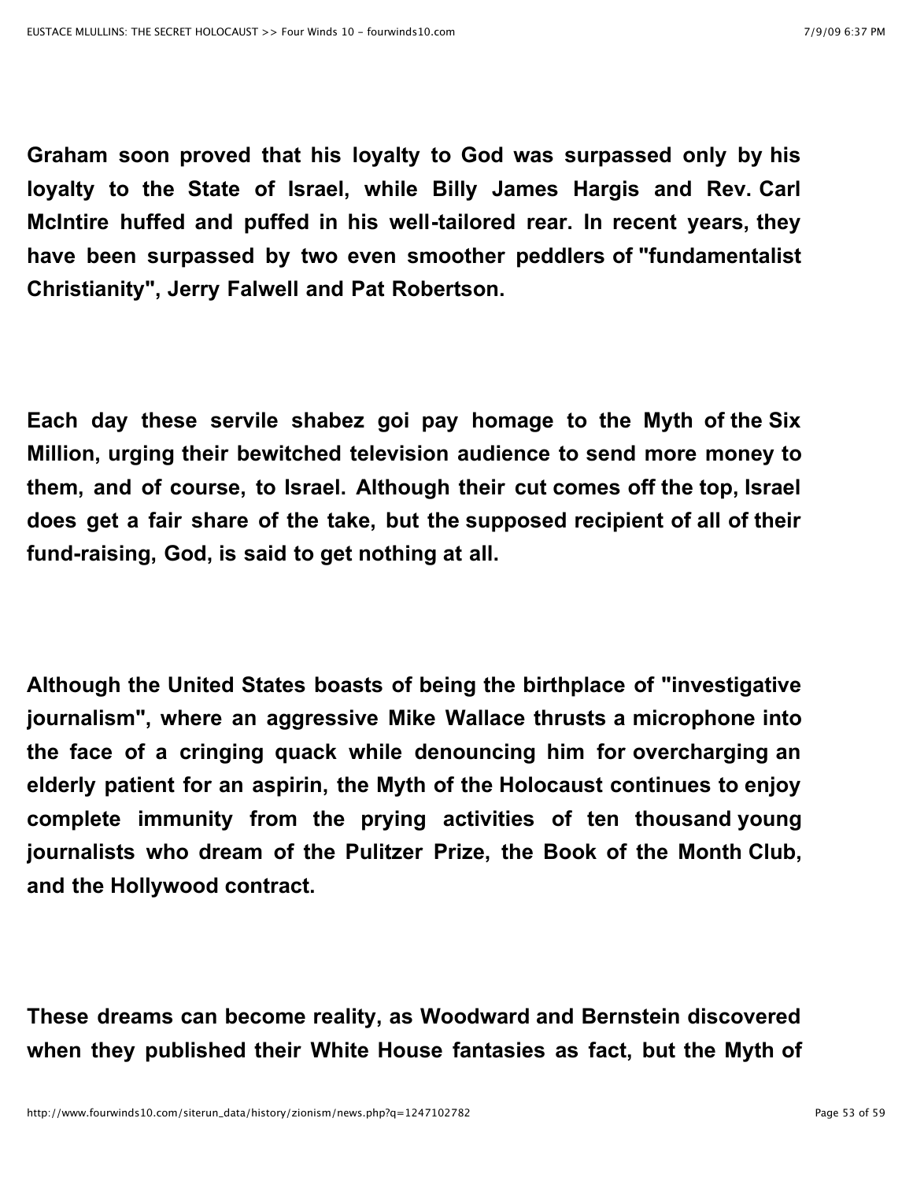**Graham soon proved that his loyalty to God was surpassed only by his loyalty to the State of Israel, while Billy James Hargis and Rev. Carl McIntire huffed and puffed in his well-tailored rear. In recent years, they have been surpassed by two even smoother peddlers of "fundamentalist Christianity", Jerry Falwell and Pat Robertson.**

**Each day these servile shabez goi pay homage to the Myth of the Six Million, urging their bewitched television audience to send more money to them, and of course, to Israel. Although their cut comes off the top, Israel does get a fair share of the take, but the supposed recipient of all of their fund-raising, God, is said to get nothing at all.**

**Although the United States boasts of being the birthplace of "investigative journalism", where an aggressive Mike Wallace thrusts a microphone into the face of a cringing quack while denouncing him for overcharging an elderly patient for an aspirin, the Myth of the Holocaust continues to enjoy complete immunity from the prying activities of ten thousand young journalists who dream of the Pulitzer Prize, the Book of the Month Club, and the Hollywood contract.**

**These dreams can become reality, as Woodward and Bernstein discovered when they published their White House fantasies as fact, but the Myth of**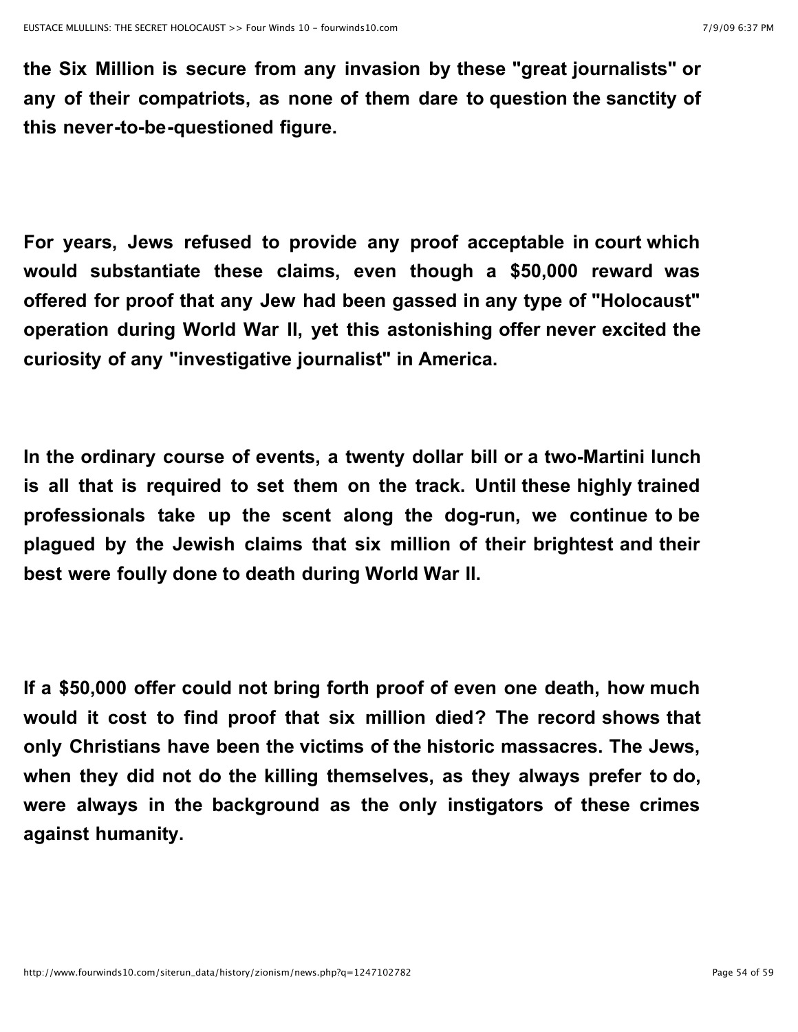**the Six Million is secure from any invasion by these "great journalists" or any of their compatriots, as none of them dare to question the sanctity of this never-to-be-questioned figure.**

**For years, Jews refused to provide any proof acceptable in court which would substantiate these claims, even though a $50,000 reward was offered for proof that any Jew had been gassed in any type of "Holocaust" operation during World War II, yet this astonishing offer never excited the curiosity of any "investigative journalist" in America.**

**In the ordinary course of events, a twenty dollar bill or a two-Martini lunch is all that is required to set them on the track. Until these highly trained professionals take up the scent along the dog-run, we continue to be plagued by the Jewish claims that six million of their brightest and their best were foully done to death during World War II.**

**If a $50,000 offer could not bring forth proof of even one death, how much would it cost to find proof that six million died? The record shows that only Christians have been the victims of the historic massacres. The Jews, when they did not do the killing themselves, as they always prefer to do, were always in the background as the only instigators of these crimes against humanity.**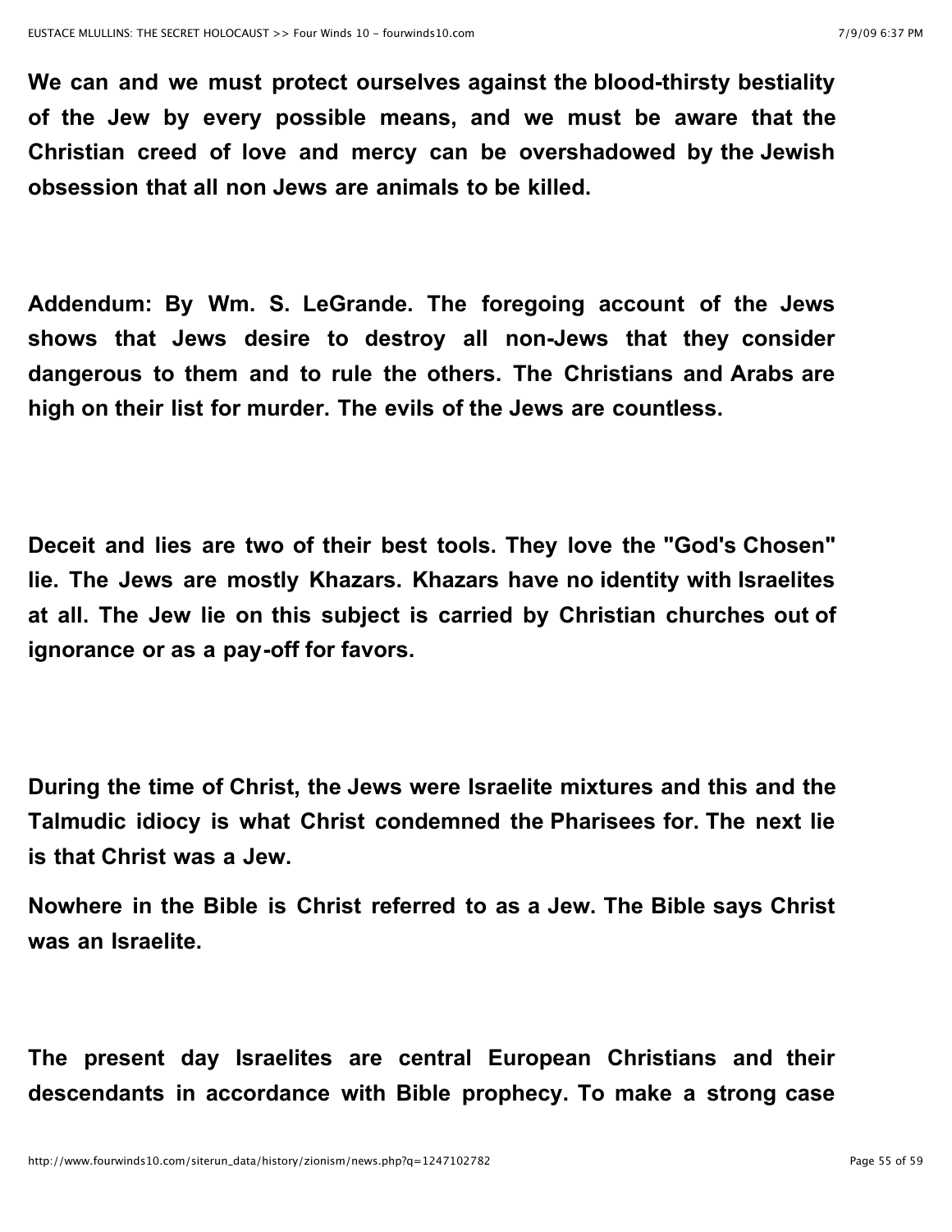**We can and we must protect ourselves against the blood-thirsty bestiality of the Jew by every possible means, and we must be aware that the Christian creed of love and mercy can be overshadowed by the Jewish obsession that all non Jews are animals to be killed.**

**Addendum: By Wm. S. LeGrande. The foregoing account of the Jews shows that Jews desire to destroy all non-Jews that they consider dangerous to them and to rule the others. The Christians and Arabs are high on their list for murder. The evils of the Jews are countless.**

**Deceit and lies are two of their best tools. They love the "God's Chosen" lie. The Jews are mostly Khazars. Khazars have no identity with Israelites at all. The Jew lie on this subject is carried by Christian churches out of ignorance or as a pay-off for favors.**

**During the time of Christ, the Jews were Israelite mixtures and this and the Talmudic idiocy is what Christ condemned the Pharisees for. The next lie is that Christ was a Jew.**

**Nowhere in the Bible is Christ referred to as a Jew. The Bible says Christ was an Israelite.**

**The present day Israelites are central European Christians and their descendants in accordance with Bible prophecy. To make a strong case**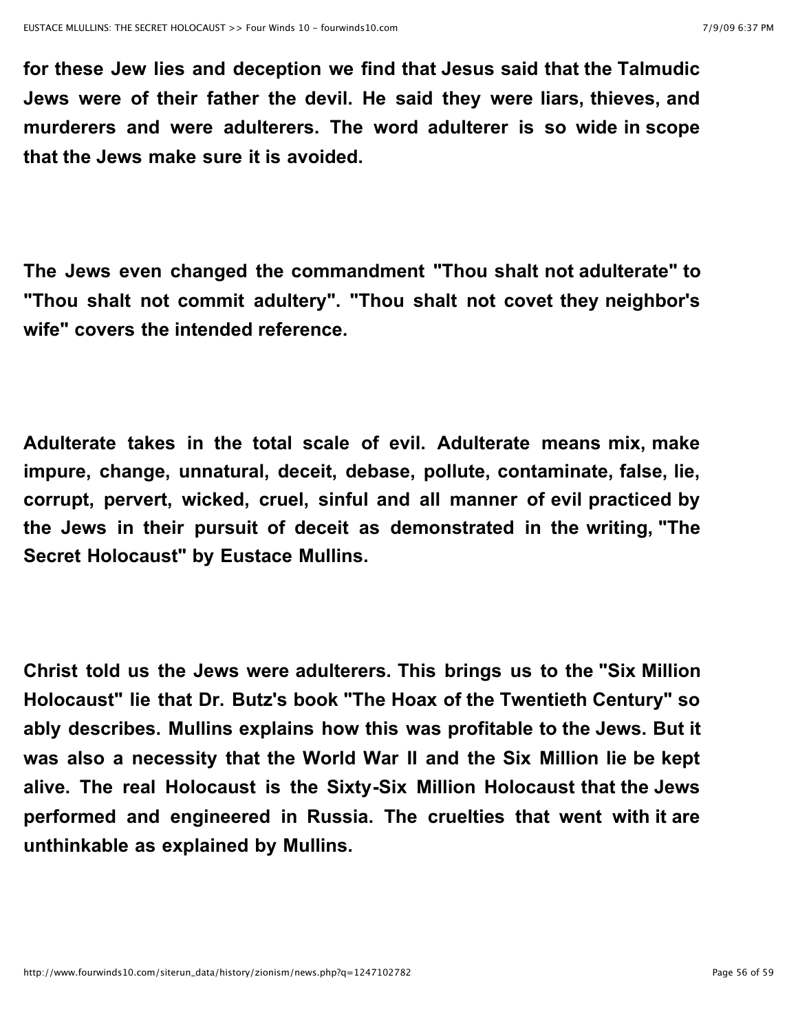**for these Jew lies and deception we find that Jesus said that the Talmudic Jews were of their father the devil. He said they were liars, thieves, and murderers and were adulterers. The word adulterer is so wide in scope that the Jews make sure it is avoided.**

**The Jews even changed the commandment "Thou shalt not adulterate" to "Thou shalt not commit adultery". "Thou shalt not covet they neighbor's wife" covers the intended reference.**

**Adulterate takes in the total scale of evil. Adulterate means mix, make impure, change, unnatural, deceit, debase, pollute, contaminate, false, lie, corrupt, pervert, wicked, cruel, sinful and all manner of evil practiced by the Jews in their pursuit of deceit as demonstrated in the writing, "The Secret Holocaust" by Eustace Mullins.**

**Christ told us the Jews were adulterers. This brings us to the "Six Million Holocaust" lie that Dr. Butz's book "The Hoax of the Twentieth Century" so ably describes. Mullins explains how this was profitable to the Jews. But it was also a necessity that the World War II and the Six Million lie be kept alive. The real Holocaust is the Sixty-Six Million Holocaust that the Jews performed and engineered in Russia. The cruelties that went with it are unthinkable as explained by Mullins.**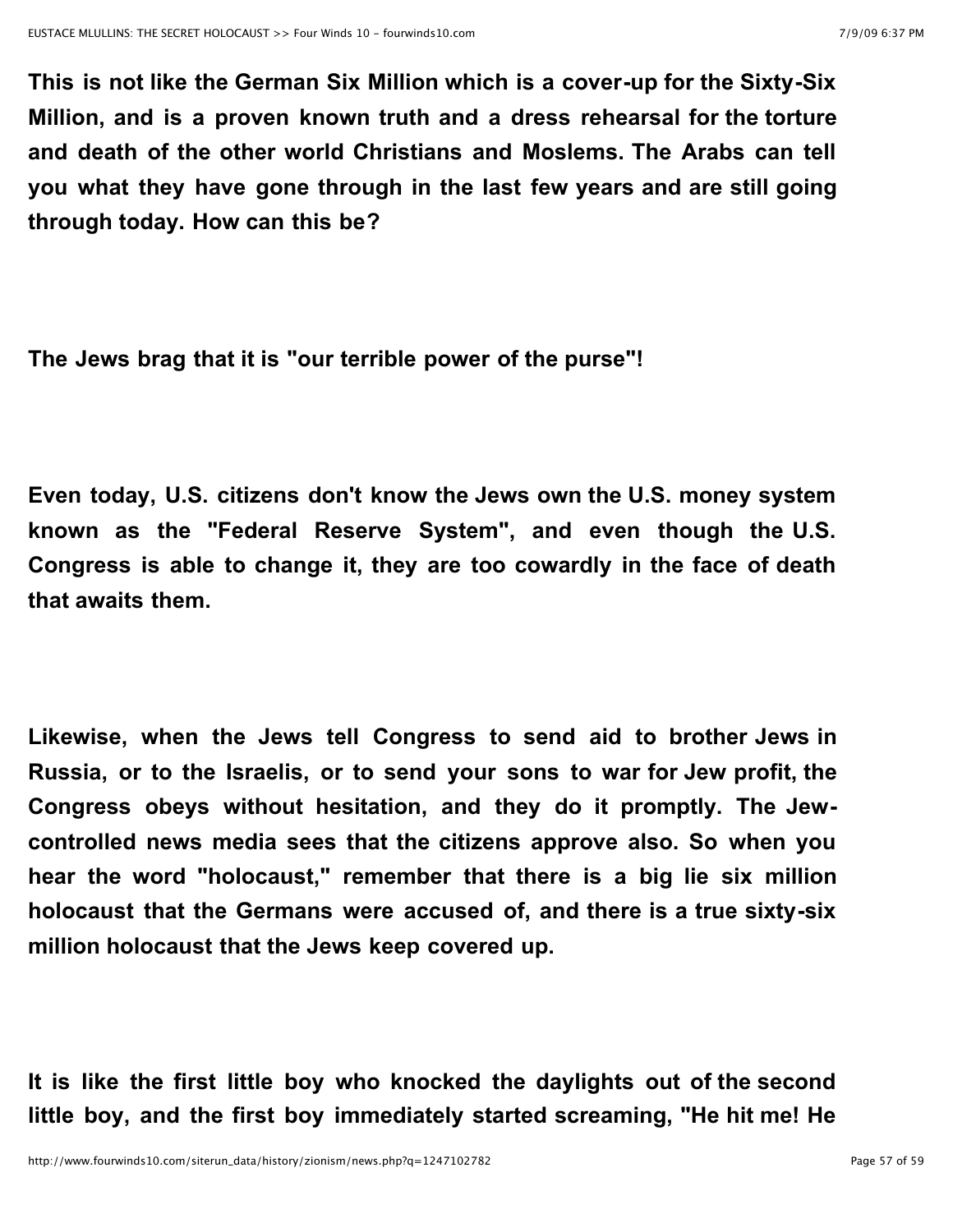**This is not like the German Six Million which is a cover-up for the Sixty-Six Million, and is a proven known truth and a dress rehearsal for the torture and death of the other world Christians and Moslems. The Arabs can tell you what they have gone through in the last few years and are still going through today. How can this be?**

**The Jews brag that it is "our terrible power of the purse"!**

**Even today, U.S. citizens don't know the Jews own the U.S. money system known as the "Federal Reserve System", and even though the U.S. Congress is able to change it, they are too cowardly in the face of death that awaits them.**

**Likewise, when the Jews tell Congress to send aid to brother Jews in Russia, or to the Israelis, or to send your sons to war for Jew profit, the Congress obeys without hesitation, and they do it promptly. The Jew-controlled news media sees that the citizens approve also. So when you hear the word "holocaust," remember that there is a big lie six million holocaust that the Germans were accused of, and there is a true sixty-six million holocaust that the Jews keep covered up.**

**It is like the first little boy who knocked the daylights out of the second little boy, and the first boy immediately started screaming, "He hit me! He**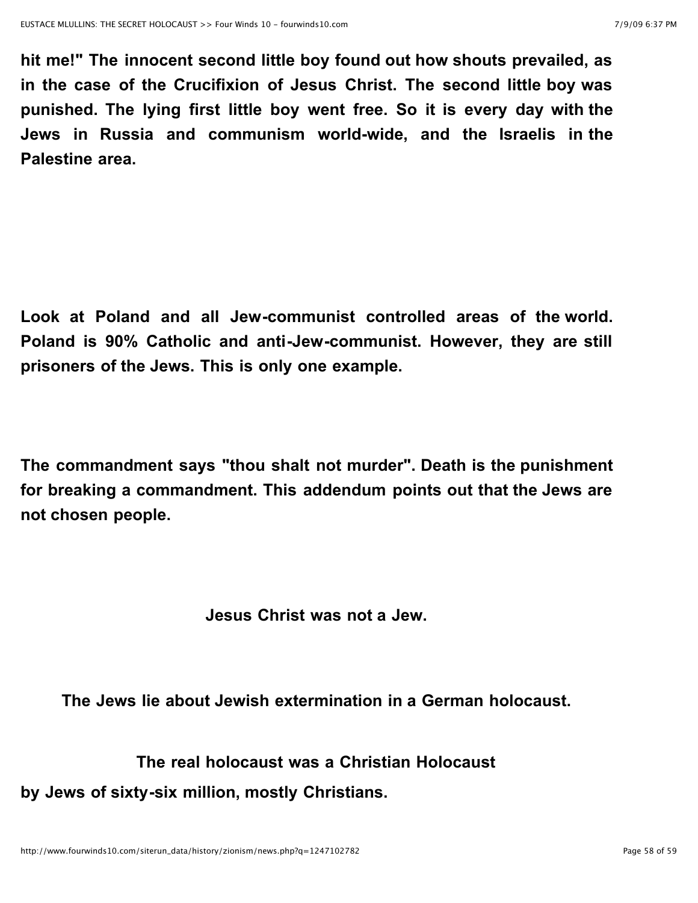**hit me!" The innocent second little boy found out how shouts prevailed, as in the case of the Crucifixion of Jesus Christ. The second little boy was punished. The lying first little boy went free. So it is every day with the Jews in Russia and communism world-wide, and the Israelis in the Palestine area.**

**Look at Poland and all Jew-communist controlled areas of the world. Poland is 90% Catholic and anti-Jew-communist. However, they are still prisoners of the Jews. This is only one example.**

**The commandment says "thou shalt not murder". Death is the punishment for breaking a commandment. This addendum points out that the Jews are not chosen people.**

**Jesus Christ was not a Jew.**

**The Jews lie about Jewish extermination in a German holocaust.**

**The real holocaust was a Christian Holocaust**
**by Jews of sixty-six million, mostly Christians.**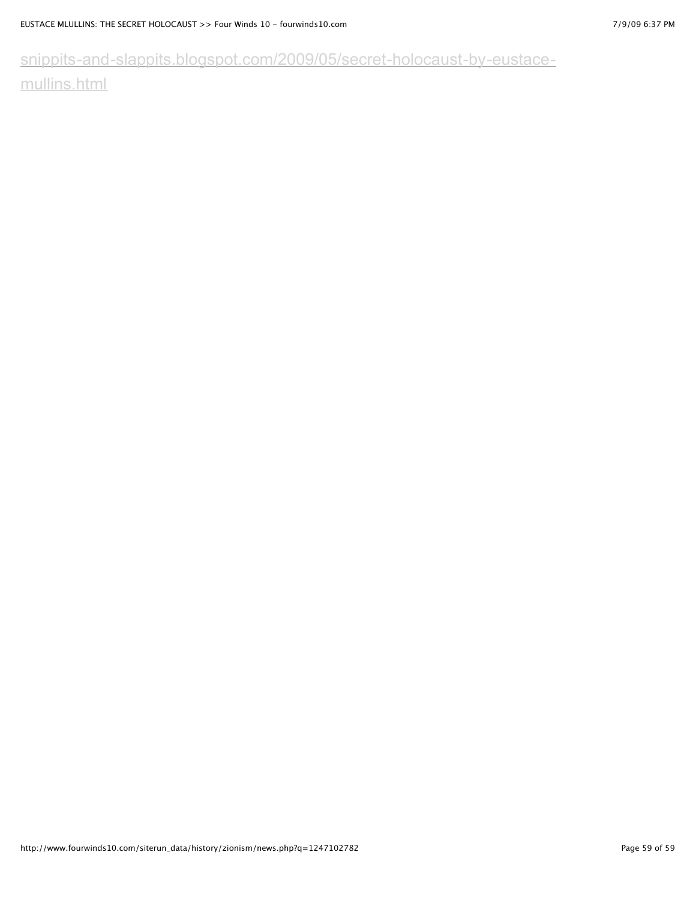[snippits-and-slappits.blogspot.com/2009/05/secret-holocaust-by-eustace-mullins.html](snippits-and-slappits.blogspot.com/2009/05/secret-holocaust-by-eustace-mullins.html)